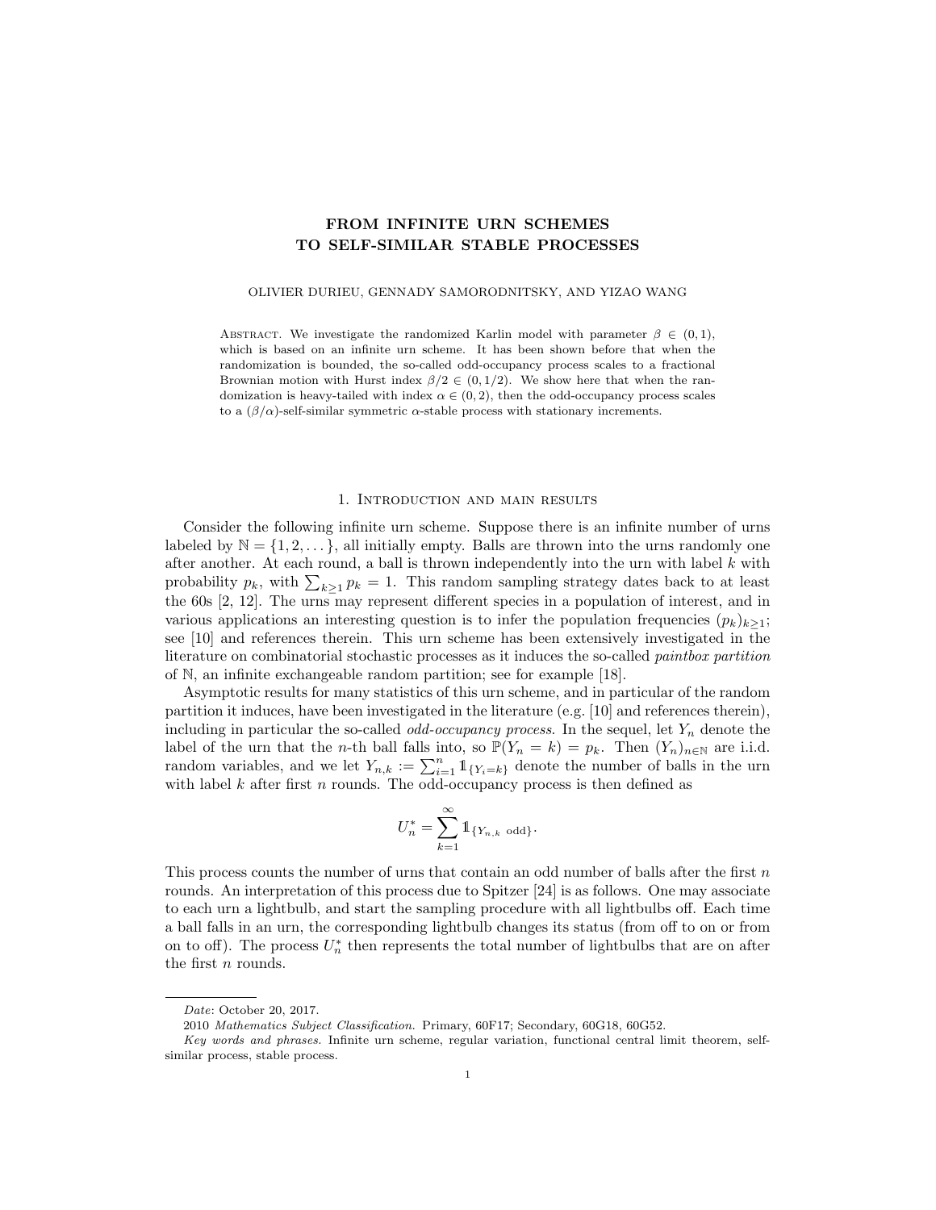# FROM INFINITE URN SCHEMES TO SELF-SIMILAR STABLE PROCESSES

OLIVIER DURIEU, GENNADY SAMORODNITSKY, AND YIZAO WANG

Abstract. We investigate the randomized Karlin model with parameter $\beta \in (0,1)$, which is based on an infinite urn scheme. It has been shown before that when the randomization is bounded, the so-called odd-occupancy process scales to a fractional Brownian motion with Hurst index $\beta/2 \in (0,1/2)$. We show here that when the randomization is heavy-tailed with index $\alpha \in (0,2)$, then the odd-occupancy process scales to a $(\beta/\alpha)$-self-similar symmetric $\alpha$-stable process with stationary increments.

## 1. Introduction and main results

Consider the following infinite urn scheme. Suppose there is an infinite number of urns labeled by $\mathbb{N} = \{1,2,\dots\}$, all initially empty. Balls are thrown into the urns randomly one after another. At each round, a ball is thrown independently into the urn with label $k$ with probability $p_k$, with $\sum_{k\ge1} p_k = 1$. This random sampling strategy dates back to at least the 60s [2, 12]. The urns may represent different species in a population of interest, and in various applications an interesting question is to infer the population frequencies $(p_k)_{k\ge1}$; see [10] and references therein. This urn scheme has been extensively investigated in the literature on combinatorial stochastic processes as it induces the so-called *paintbox partition* of $\mathbb{N}$, an infinite exchangeable random partition; see for example [18].

Asymptotic results for many statistics of this urn scheme, and in particular of the random partition it induces, have been investigated in the literature (e.g. [10] and references therein), including in particular the so-called *odd-occupancy process*. In the sequel, let $Y_n$ denote the label of the urn that the $n$-th ball falls into, so $\mathbb{P}(Y_n = k) = p_k$. Then $(Y_n)_{n\in\mathbb{N}}$ are i.i.d. random variables, and we let $Y_{n,k} := \sum_{i=1}^n \mathbb{1}_{\{Y_i = k\}}$ denote the number of balls in the urn with label $k$ after first $n$ rounds. The odd-occupancy process is then defined as

$$U_n^* = \sum_{k=1}^\infty \mathbb{1}_{\{Y_{n,k} \text{ odd}\}}.$$

This process counts the number of urns that contain an odd number of balls after the first $n$ rounds. An interpretation of this process due to Spitzer [24] is as follows. One may associate to each urn a lightbulb, and start the sampling procedure with all lightbulbs off. Each time a ball falls in an urn, the corresponding lightbulb changes its status (from off to on or from on to off). The process $U_n^*$ then represents the total number of lightbulbs that are on after the first $n$ rounds.

---

*Date*: October 20, 2017.

2010 *Mathematics Subject Classification.* Primary, 60F17; Secondary, 60G18, 60G52.

*Key words and phrases.* Infinite urn scheme, regular variation, functional central limit theorem, self-similar process, stable process.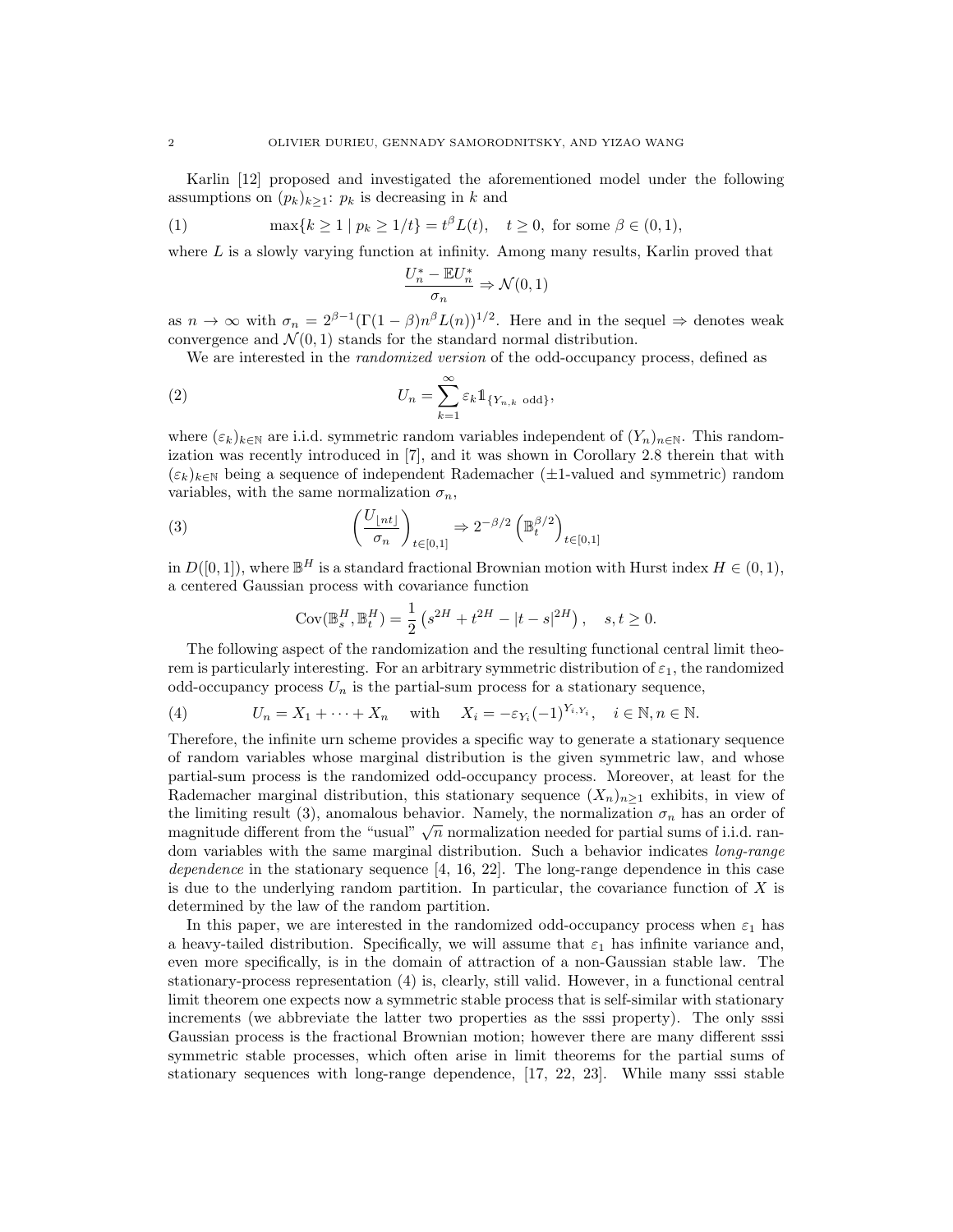Karlin [12] proposed and investigated the aforementioned model under the following assumptions on $(p_k)_{k\ge 1}$: $p_k$ is decreasing in $k$ and

$$\max\{k \ge 1 \mid p_k \ge 1/t\} = t^\beta L(t), \quad t \ge 0, \text{ for some } \beta \in (0,1), \tag{1}$$

where $L$ is a slowly varying function at infinity. Among many results, Karlin proved that

$$\frac{U_n^* - \mathbb{E}U_n^*}{\sigma_n} \Rightarrow \mathcal{N}(0,1)$$

as $n \to \infty$ with $\sigma_n = 2^{\beta-1}(\Gamma(1-\beta)n^\beta L(n))^{1/2}$. Here and in the sequel $\Rightarrow$ denotes weak convergence and $\mathcal{N}(0,1)$ stands for the standard normal distribution.

We are interested in the *randomized version* of the odd-occupancy process, defined as

$$U_n = \sum_{k=1}^\infty \varepsilon_k \mathbb{1}_{\{Y_{n,k} \text{ odd}\}}, \tag{2}$$

where $(\varepsilon_k)_{k\in\mathbb{N}}$ are i.i.d. symmetric random variables independent of $(Y_n)_{n\in\mathbb{N}}$. This randomization was recently introduced in [7], and it was shown in Corollary 2.8 therein that with $(\varepsilon_k)_{k\in\mathbb{N}}$ being a sequence of independent Rademacher ($\pm 1$-valued and symmetric) random variables, with the same normalization $\sigma_n$,

$$\left(\frac{U_{\lfloor nt\rfloor}}{\sigma_n}\right)_{t\in[0,1]} \Rightarrow 2^{-\beta/2}\left(\mathbb{B}_t^{\beta/2}\right)_{t\in[0,1]} \tag{3}$$

in $D([0,1])$, where $\mathbb{B}^H$ is a standard fractional Brownian motion with Hurst index $H \in (0,1)$, a centered Gaussian process with covariance function

$$\operatorname{Cov}(\mathbb{B}_s^H, \mathbb{B}_t^H) = \frac{1}{2}\left(s^{2H} + t^{2H} - |t-s|^{2H}\right), \quad s,t \ge 0.$$

The following aspect of the randomization and the resulting functional central limit theorem is particularly interesting. For an arbitrary symmetric distribution of $\varepsilon_1$, the randomized odd-occupancy process $U_n$ is the partial-sum process for a stationary sequence,

$$U_n = X_1 + \cdots + X_n \quad \text{with} \quad X_i = -\varepsilon_{Y_i}(-1)^{Y_{i,Y_i}}, \quad i \in \mathbb{N}, n \in \mathbb{N}. \tag{4}$$

Therefore, the infinite urn scheme provides a specific way to generate a stationary sequence of random variables whose marginal distribution is the given symmetric law, and whose partial-sum process is the randomized odd-occupancy process. Moreover, at least for the Rademacher marginal distribution, this stationary sequence $(X_n)_{n\ge 1}$ exhibits, in view of the limiting result (3), anomalous behavior. Namely, the normalization $\sigma_n$ has an order of magnitude different from the "usual" $\sqrt{n}$ normalization needed for partial sums of i.i.d. random variables with the same marginal distribution. Such a behavior indicates *long-range dependence* in the stationary sequence [4, 16, 22]. The long-range dependence in this case is due to the underlying random partition. In particular, the covariance function of $X$ is determined by the law of the random partition.

In this paper, we are interested in the randomized odd-occupancy process when $\varepsilon_1$ has a heavy-tailed distribution. Specifically, we will assume that $\varepsilon_1$ has infinite variance and, even more specifically, is in the domain of attraction of a non-Gaussian stable law. The stationary-process representation (4) is, clearly, still valid. However, in a functional central limit theorem one expects now a symmetric stable process that is self-similar with stationary increments (we abbreviate the latter two properties as the sssi property). The only sssi Gaussian process is the fractional Brownian motion; however there are many different sssi symmetric stable processes, which often arise in limit theorems for the partial sums of stationary sequences with long-range dependence, [17, 22, 23]. While many sssi stable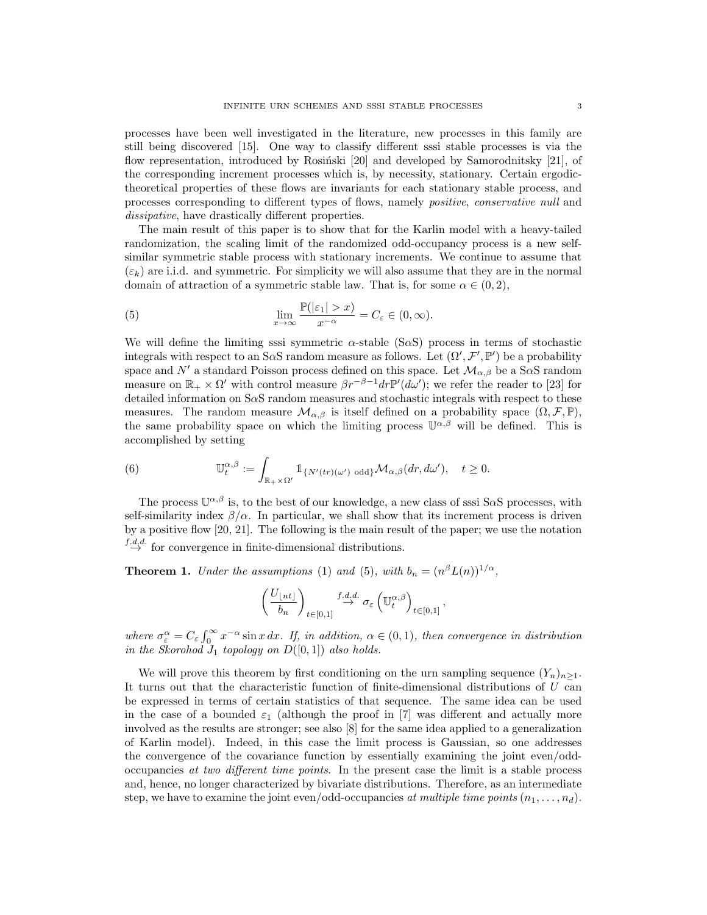processes have been well investigated in the literature, new processes in this family are still being discovered [15]. One way to classify different sssi stable processes is via the flow representation, introduced by Rosiński [20] and developed by Samorodnitsky [21], of the corresponding increment processes which is, by necessity, stationary. Certain ergodic-theoretical properties of these flows are invariants for each stationary stable process, and processes corresponding to different types of flows, namely *positive*, *conservative null* and *dissipative*, have drastically different properties.

The main result of this paper is to show that for the Karlin model with a heavy-tailed randomization, the scaling limit of the randomized odd-occupancy process is a new self-similar symmetric stable process with stationary increments. We continue to assume that $(\varepsilon_k)$ are i.i.d. and symmetric. For simplicity we will also assume that they are in the normal domain of attraction of a symmetric stable law. That is, for some $\alpha \in (0, 2)$,

$$\lim_{x\to\infty} \frac{\mathbb{P}(|\varepsilon_1| > x)}{x^{-\alpha}} = C_\varepsilon \in (0, \infty). \tag{5}$$

We will define the limiting sssi symmetric $\alpha$-stable (S$\alpha$S) process in terms of stochastic integrals with respect to an S$\alpha$S random measure as follows. Let $(\Omega', \mathcal{F}', \mathbb{P}')$ be a probability space and $N'$ a standard Poisson process defined on this space. Let $\mathcal{M}_{\alpha,\beta}$ be a S$\alpha$S random measure on $\mathbb{R}_+ \times \Omega'$ with control measure $\beta r^{-\beta-1} dr \mathbb{P}'(d\omega')$; we refer the reader to [23] for detailed information on S$\alpha$S random measures and stochastic integrals with respect to these measures. The random measure $\mathcal{M}_{\alpha,\beta}$ is itself defined on a probability space $(\Omega, \mathcal{F}, \mathbb{P})$, the same probability space on which the limiting process $\mathbb{U}^{\alpha,\beta}$ will be defined. This is accomplished by setting

$$\mathbb{U}_t^{\alpha,\beta} := \int_{\mathbb{R}_+ \times \Omega'} \mathbb{1}_{\{N'(tr)(\omega') \text{ odd}\}} \mathcal{M}_{\alpha,\beta}(dr, d\omega'), \quad t \geq 0. \tag{6}$$

The process $\mathbb{U}^{\alpha,\beta}$ is, to the best of our knowledge, a new class of sssi S$\alpha$S processes, with self-similarity index $\beta/\alpha$. In particular, we shall show that its increment process is driven by a positive flow [20, 21]. The following is the main result of the paper; we use the notation $\stackrel{f.d.d.}{\to}$ for convergence in finite-dimensional distributions.

**Theorem 1.** *Under the assumptions* (1) *and* (5), *with* $b_n = (n^\beta L(n))^{1/\alpha}$,

$$\left(\frac{U_{\lfloor nt \rfloor}}{b_n}\right)_{t\in[0,1]} \stackrel{f.d.d.}{\to} \sigma_\varepsilon \left(\mathbb{U}_t^{\alpha,\beta}\right)_{t\in[0,1]},$$

*where* $\sigma_\varepsilon^\alpha = C_\varepsilon \int_0^\infty x^{-\alpha} \sin x \, dx$. *If, in addition,* $\alpha \in (0, 1)$, *then convergence in distribution in the Skorohod* $J_1$ *topology on* $D([0, 1])$ *also holds.*

We will prove this theorem by first conditioning on the urn sampling sequence $(Y_n)_{n\geq 1}$. It turns out that the characteristic function of finite-dimensional distributions of $U$ can be expressed in terms of certain statistics of that sequence. The same idea can be used in the case of a bounded $\varepsilon_1$ (although the proof in [7] was different and actually more involved as the results are stronger; see also [8] for the same idea applied to a generalization of Karlin model). Indeed, in this case the limit process is Gaussian, so one addresses the convergence of the covariance function by essentially examining the joint even/odd-occupancies *at two different time points*. In the present case the limit is a stable process and, hence, no longer characterized by bivariate distributions. Therefore, as an intermediate step, we have to examine the joint even/odd-occupancies *at multiple time points* $(n_1, \ldots, n_d)$.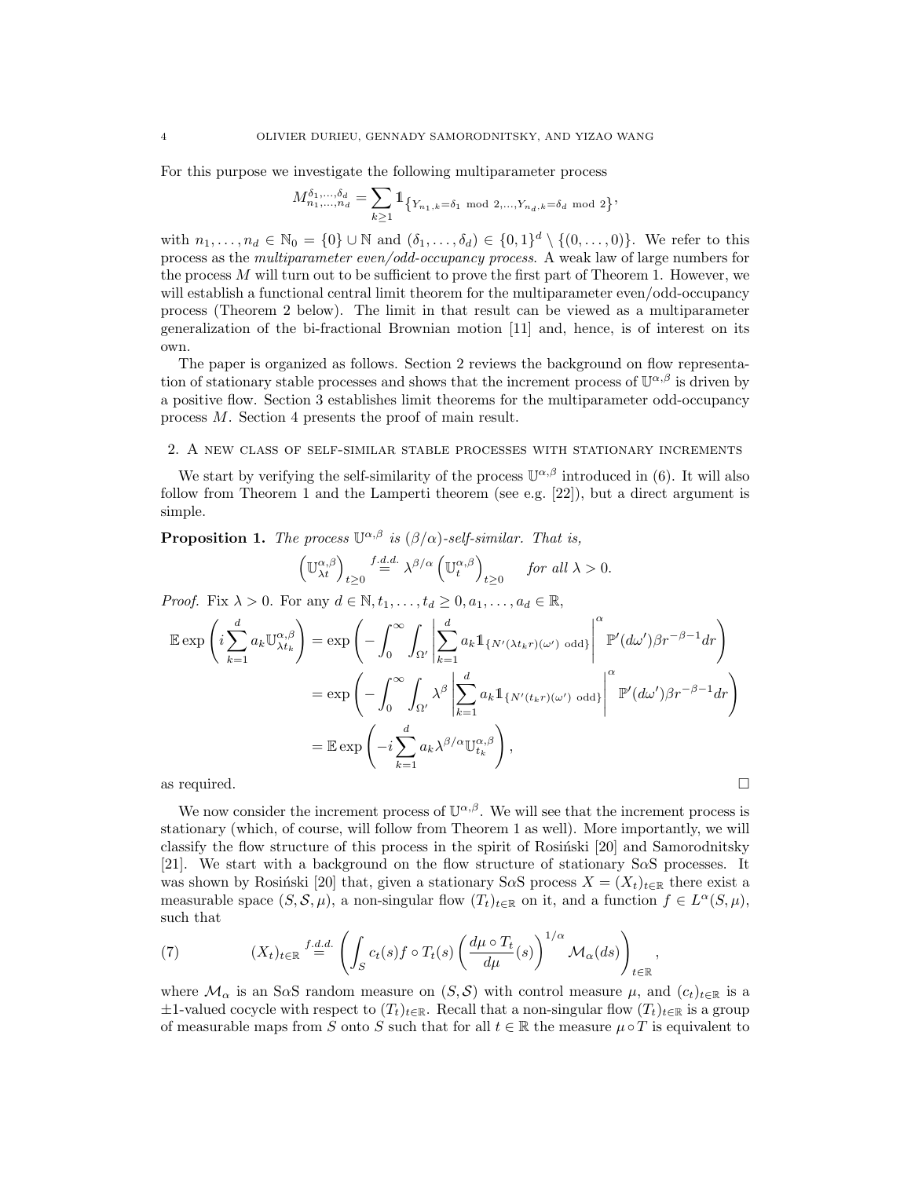For this purpose we investigate the following multiparameter process

$$M_{n_1,\dots,n_d}^{\delta_1,\dots,\delta_d} = \sum_{k\geq 1} \mathbb{1}_{\left\{Y_{n_1,k}=\delta_1 \bmod 2,\dots,Y_{n_d,k}=\delta_d \bmod 2\right\}},$$

with $n_1,\dots,n_d \in \mathbb{N}_0 = \{0\}\cup\mathbb{N}$ and $(\delta_1,\dots,\delta_d)\in\{0,1\}^d\setminus\{(0,\dots,0)\}$. We refer to this process as the *multiparameter even/odd-occupancy process*. A weak law of large numbers for the process $M$ will turn out to be sufficient to prove the first part of Theorem 1. However, we will establish a functional central limit theorem for the multiparameter even/odd-occupancy process (Theorem 2 below). The limit in that result can be viewed as a multiparameter generalization of the bi-fractional Brownian motion [11] and, hence, is of interest on its own.

The paper is organized as follows. Section 2 reviews the background on flow representation of stationary stable processes and shows that the increment process of $\mathbb{U}^{\alpha,\beta}$ is driven by a positive flow. Section 3 establishes limit theorems for the multiparameter odd-occupancy process $M$. Section 4 presents the proof of main result.

## 2. A new class of self-similar stable processes with stationary increments

We start by verifying the self-similarity of the process $\mathbb{U}^{\alpha,\beta}$ introduced in (6). It will also follow from Theorem 1 and the Lamperti theorem (see e.g. [22]), but a direct argument is simple.

**Proposition 1.** *The process $\mathbb{U}^{\alpha,\beta}$ is $(\beta/\alpha)$-self-similar. That is,*

$$\left(\mathbb{U}_{\lambda t}^{\alpha,\beta}\right)_{t\geq 0} \overset{f.d.d.}{=} \lambda^{\beta/\alpha}\left(\mathbb{U}_t^{\alpha,\beta}\right)_{t\geq 0} \qquad \textit{for all } \lambda>0.$$

*Proof.* Fix $\lambda>0$. For any $d\in\mathbb{N}, t_1,\dots,t_d\geq 0, a_1,\dots,a_d\in\mathbb{R}$,

$$\begin{aligned}
\mathbb{E}\exp\left(i\sum_{k=1}^d a_k \mathbb{U}_{\lambda t_k}^{\alpha,\beta}\right) &= \exp\left(-\int_0^\infty\int_{\Omega'}\left|\sum_{k=1}^d a_k \mathbb{1}_{\{N'(\lambda t_k r)(\omega')\text{ odd}\}}\right|^\alpha \mathbb{P}'(d\omega')\beta r^{-\beta-1}dr\right)\\
&= \exp\left(-\int_0^\infty\int_{\Omega'}\lambda^\beta\left|\sum_{k=1}^d a_k \mathbb{1}_{\{N'(t_k r)(\omega')\text{ odd}\}}\right|^\alpha \mathbb{P}'(d\omega')\beta r^{-\beta-1}dr\right)\\
&= \mathbb{E}\exp\left(-i\sum_{k=1}^d a_k\lambda^{\beta/\alpha}\mathbb{U}_{t_k}^{\alpha,\beta}\right),
\end{aligned}$$

as required. $\square$

We now consider the increment process of $\mathbb{U}^{\alpha,\beta}$. We will see that the increment process is stationary (which, of course, will follow from Theorem 1 as well). More importantly, we will classify the flow structure of this process in the spirit of Rosiński [20] and Samorodnitsky [21]. We start with a background on the flow structure of stationary S$\alpha$S processes. It was shown by Rosiński [20] that, given a stationary S$\alpha$S process $X=(X_t)_{t\in\mathbb{R}}$ there exist a measurable space $(S,\mathcal{S},\mu)$, a non-singular flow $(T_t)_{t\in\mathbb{R}}$ on it, and a function $f\in L^\alpha(S,\mu)$, such that

$$(X_t)_{t\in\mathbb{R}} \overset{f.d.d.}{=} \left(\int_S c_t(s) f\circ T_t(s)\left(\frac{d\mu\circ T_t}{d\mu}(s)\right)^{1/\alpha}\mathcal{M}_\alpha(ds)\right)_{t\in\mathbb{R}}, \tag{7}$$

where $\mathcal{M}_\alpha$ is an S$\alpha$S random measure on $(S,\mathcal{S})$ with control measure $\mu$, and $(c_t)_{t\in\mathbb{R}}$ is a $\pm1$-valued cocycle with respect to $(T_t)_{t\in\mathbb{R}}$. Recall that a non-singular flow $(T_t)_{t\in\mathbb{R}}$ is a group of measurable maps from $S$ onto $S$ such that for all $t\in\mathbb{R}$ the measure $\mu\circ T$ is equivalent to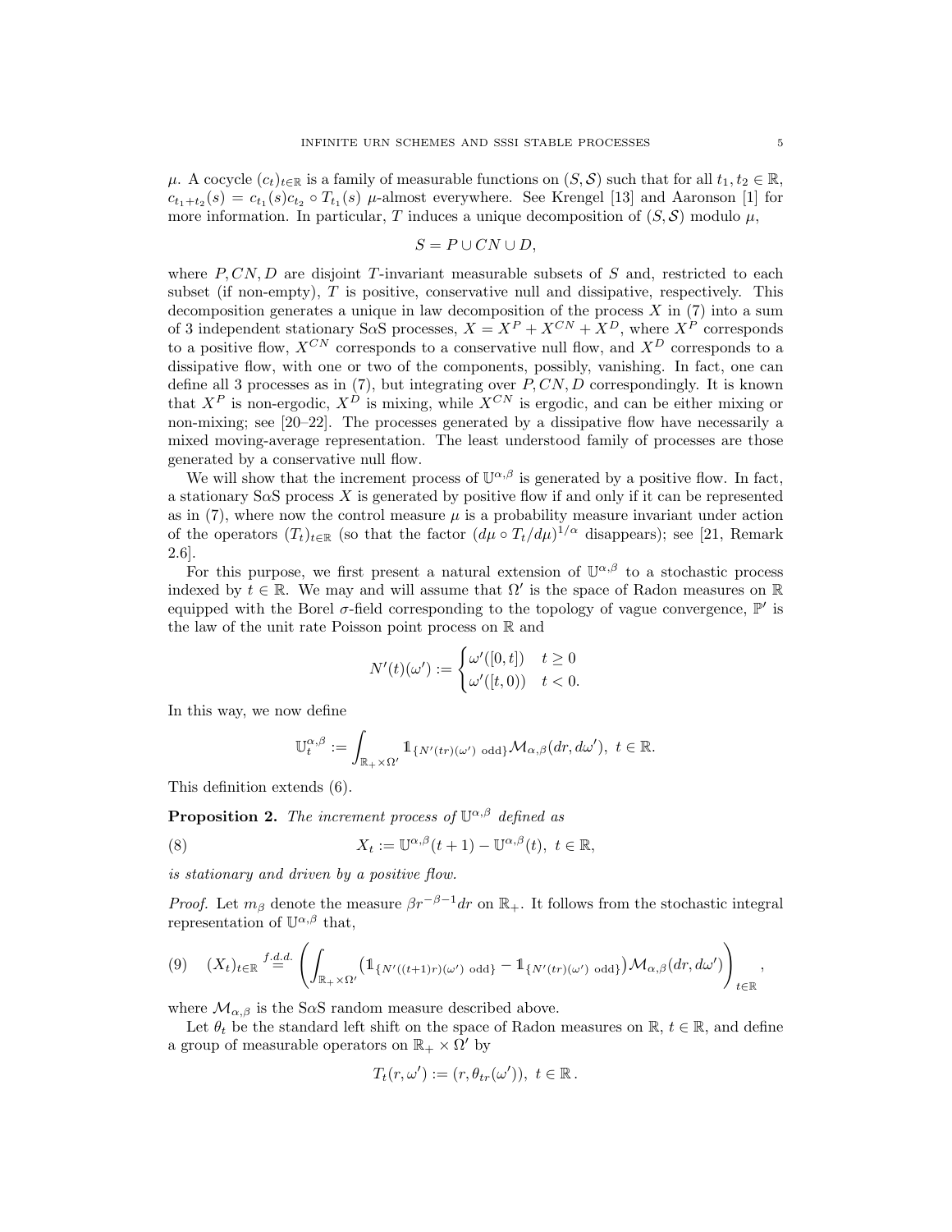$\mu$. A cocycle $(c_t)_{t\in\mathbb{R}}$ is a family of measurable functions on $(S,\mathcal{S})$ such that for all $t_1, t_2 \in \mathbb{R}$, $c_{t_1+t_2}(s) = c_{t_1}(s)c_{t_2} \circ T_{t_1}(s)$ $\mu$-almost everywhere. See Krengel [13] and Aaronson [1] for more information. In particular, $T$ induces a unique decomposition of $(S,\mathcal{S})$ modulo $\mu$,

$$S = P \cup CN \cup D,$$

where $P, CN, D$ are disjoint $T$-invariant measurable subsets of $S$ and, restricted to each subset (if non-empty), $T$ is positive, conservative null and dissipative, respectively. This decomposition generates a unique in law decomposition of the process $X$ in (7) into a sum of 3 independent stationary S$\alpha$S processes, $X = X^P + X^{CN} + X^D$, where $X^P$ corresponds to a positive flow, $X^{CN}$ corresponds to a conservative null flow, and $X^D$ corresponds to a dissipative flow, with one or two of the components, possibly, vanishing. In fact, one can define all 3 processes as in (7), but integrating over $P, CN, D$ correspondingly. It is known that $X^P$ is non-ergodic, $X^D$ is mixing, while $X^{CN}$ is ergodic, and can be either mixing or non-mixing; see [20–22]. The processes generated by a dissipative flow have necessarily a mixed moving-average representation. The least understood family of processes are those generated by a conservative null flow.

We will show that the increment process of $\mathbb{U}^{\alpha,\beta}$ is generated by a positive flow. In fact, a stationary S$\alpha$S process $X$ is generated by positive flow if and only if it can be represented as in (7), where now the control measure $\mu$ is a probability measure invariant under action of the operators $(T_t)_{t\in\mathbb{R}}$ (so that the factor $(d\mu\circ T_t/d\mu)^{1/\alpha}$ disappears); see [21, Remark 2.6].

For this purpose, we first present a natural extension of $\mathbb{U}^{\alpha,\beta}$ to a stochastic process indexed by $t \in \mathbb{R}$. We may and will assume that $\Omega'$ is the space of Radon measures on $\mathbb{R}$ equipped with the Borel $\sigma$-field corresponding to the topology of vague convergence, $\mathbb{P}'$ is the law of the unit rate Poisson point process on $\mathbb{R}$ and

$$N'(t)(\omega') := \begin{cases} \omega'([0,t]) & t \geq 0 \\ \omega'([t,0)) & t < 0. \end{cases}$$

In this way, we now define

$$\mathbb{U}_t^{\alpha,\beta} := \int_{\mathbb{R}_+\times\Omega'} \mathbb{1}_{\{N'(tr)(\omega')\ \mathrm{odd}\}}\mathcal{M}_{\alpha,\beta}(dr, d\omega'),\ t \in \mathbb{R}.$$

This definition extends (6).

**Proposition 2.** *The increment process of $\mathbb{U}^{\alpha,\beta}$ defined as*

$$X_t := \mathbb{U}^{\alpha,\beta}(t+1) - \mathbb{U}^{\alpha,\beta}(t),\ t \in \mathbb{R}, \tag{8}$$

*is stationary and driven by a positive flow.*

*Proof.* Let $m_\beta$ denote the measure $\beta r^{-\beta-1}dr$ on $\mathbb{R}_+$. It follows from the stochastic integral representation of $\mathbb{U}^{\alpha,\beta}$ that,

$$(X_t)_{t\in\mathbb{R}} \stackrel{f.d.d.}{=} \left(\int_{\mathbb{R}_+\times\Omega'} \left(\mathbb{1}_{\{N'((t+1)r)(\omega')\ \mathrm{odd}\}} - \mathbb{1}_{\{N'(tr)(\omega')\ \mathrm{odd}\}}\right)\mathcal{M}_{\alpha,\beta}(dr, d\omega')\right)_{t\in\mathbb{R}}, \tag{9}$$

where $\mathcal{M}_{\alpha,\beta}$ is the S$\alpha$S random measure described above.

Let $\theta_t$ be the standard left shift on the space of Radon measures on $\mathbb{R}$, $t \in \mathbb{R}$, and define a group of measurable operators on $\mathbb{R}_+ \times \Omega'$ by

$$T_t(r, \omega') := (r, \theta_{tr}(\omega')),\ t \in \mathbb{R}\,.$$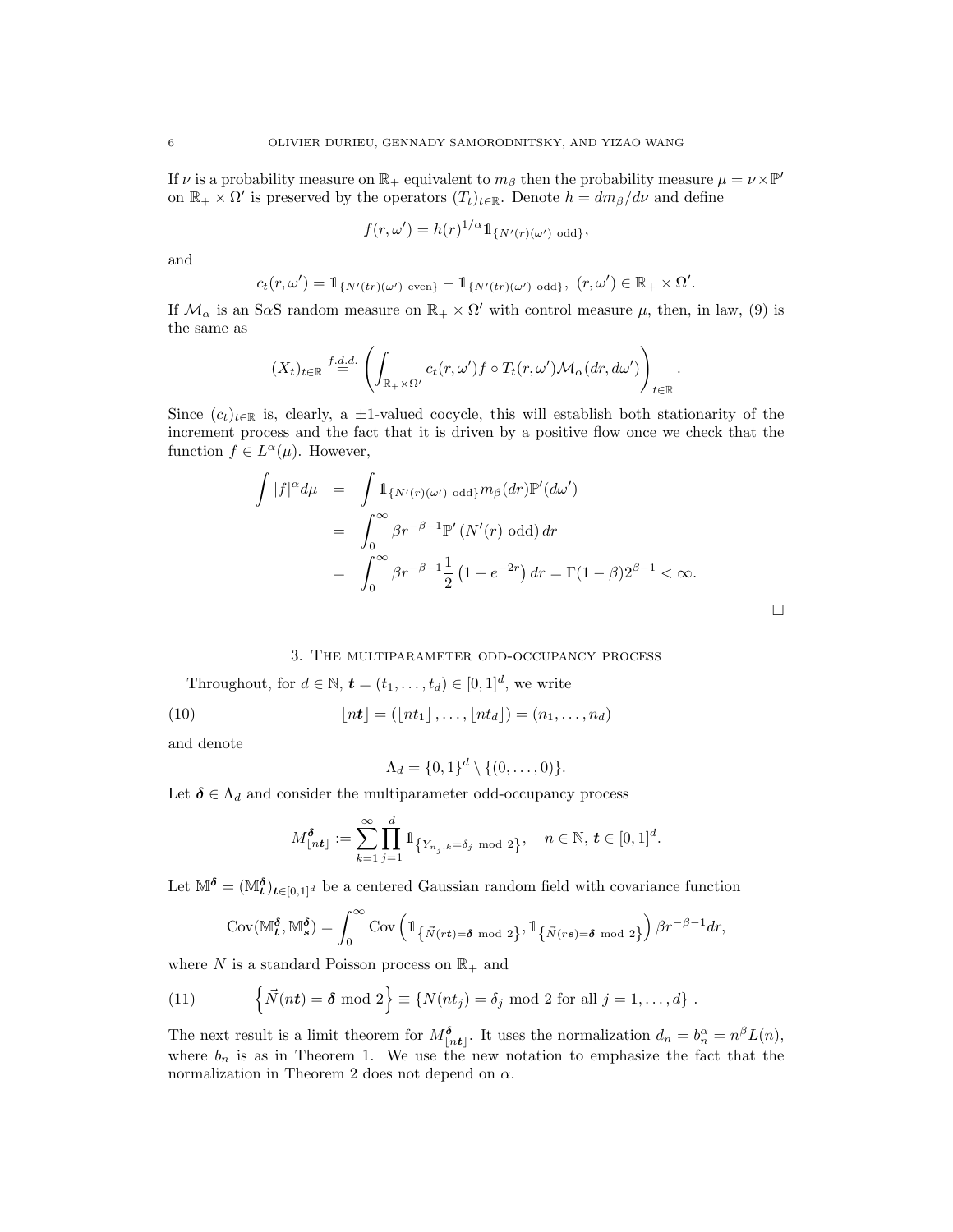If $\nu$ is a probability measure on $\mathbb{R}_+$ equivalent to $m_\beta$ then the probability measure $\mu = \nu \times \mathbb{P}'$ on $\mathbb{R}_+ \times \Omega'$ is preserved by the operators $(T_t)_{t\in\mathbb{R}}$. Denote $h = dm_\beta/d\nu$ and define

$$f(r,\omega') = h(r)^{1/\alpha}\mathbb{1}_{\{N'(r)(\omega')\ \mathrm{odd}\}},$$

and

$$c_t(r,\omega') = \mathbb{1}_{\{N'(tr)(\omega')\ \mathrm{even}\}} - \mathbb{1}_{\{N'(tr)(\omega')\ \mathrm{odd}\}},\ (r,\omega') \in \mathbb{R}_+ \times \Omega'.$$

If $\mathcal{M}_\alpha$ is an S$\alpha$S random measure on $\mathbb{R}_+ \times \Omega'$ with control measure $\mu$, then, in law, (9) is the same as

$$(X_t)_{t\in\mathbb{R}} \overset{f.d.d.}{=} \left(\int_{\mathbb{R}_+\times\Omega'} c_t(r,\omega') f\circ T_t(r,\omega')\mathcal{M}_\alpha(dr,d\omega')\right)_{t\in\mathbb{R}}.$$

Since $(c_t)_{t\in\mathbb{R}}$ is, clearly, a $\pm 1$-valued cocycle, this will establish both stationarity of the increment process and the fact that it is driven by a positive flow once we check that the function $f \in L^\alpha(\mu)$. However,

$$\begin{aligned}
\int |f|^\alpha d\mu &= \int \mathbb{1}_{\{N'(r)(\omega')\ \mathrm{odd}\}} m_\beta(dr)\mathbb{P}'(d\omega') \\
&= \int_0^\infty \beta r^{-\beta-1}\mathbb{P}'\left(N'(r)\ \mathrm{odd}\right)dr \\
&= \int_0^\infty \beta r^{-\beta-1}\frac{1}{2}\left(1-e^{-2r}\right)dr = \Gamma(1-\beta)2^{\beta-1} < \infty.
\end{aligned}$$

□

## 3. The multiparameter odd-occupancy process

Throughout, for $d \in \mathbb{N}$, $\boldsymbol{t} = (t_1,\dots,t_d) \in [0,1]^d$, we write

$$\lfloor n\boldsymbol{t}\rfloor = (\lfloor nt_1\rfloor,\dots,\lfloor nt_d\rfloor) = (n_1,\dots,n_d) \tag{10}$$

and denote

$$\Lambda_d = \{0,1\}^d \setminus \{(0,\dots,0)\}.$$

Let $\boldsymbol{\delta} \in \Lambda_d$ and consider the multiparameter odd-occupancy process

$$M^{\boldsymbol{\delta}}_{\lfloor n\boldsymbol{t}\rfloor} := \sum_{k=1}^\infty \prod_{j=1}^d \mathbb{1}_{\left\{Y_{n_j,k}=\delta_j \bmod 2\right\}}, \quad n\in\mathbb{N},\ \boldsymbol{t}\in[0,1]^d.$$

Let $\mathbb{M}^{\boldsymbol{\delta}} = (\mathbb{M}^{\boldsymbol{\delta}}_{\boldsymbol{t}})_{\boldsymbol{t}\in[0,1]^d}$ be a centered Gaussian random field with covariance function

$$\mathrm{Cov}(\mathbb{M}^{\boldsymbol{\delta}}_{\boldsymbol{t}}, \mathbb{M}^{\boldsymbol{\delta}}_{\boldsymbol{s}}) = \int_0^\infty \mathrm{Cov}\left(\mathbb{1}_{\left\{\vec{N}(r\boldsymbol{t})=\boldsymbol{\delta} \bmod 2\right\}}, \mathbb{1}_{\left\{\vec{N}(r\boldsymbol{s})=\boldsymbol{\delta} \bmod 2\right\}}\right)\beta r^{-\beta-1}dr,$$

where $N$ is a standard Poisson process on $\mathbb{R}_+$ and

$$\left\{\vec{N}(n\boldsymbol{t}) = \boldsymbol{\delta} \bmod 2\right\} \equiv \left\{N(nt_j) = \delta_j \bmod 2 \text{ for all } j=1,\dots,d\right\}. \tag{11}$$

The next result is a limit theorem for $M^{\boldsymbol{\delta}}_{\lfloor n\boldsymbol{t}\rfloor}$. It uses the normalization $d_n = b_n^\alpha = n^\beta L(n)$, where $b_n$ is as in Theorem 1. We use the new notation to emphasize the fact that the normalization in Theorem 2 does not depend on $\alpha$.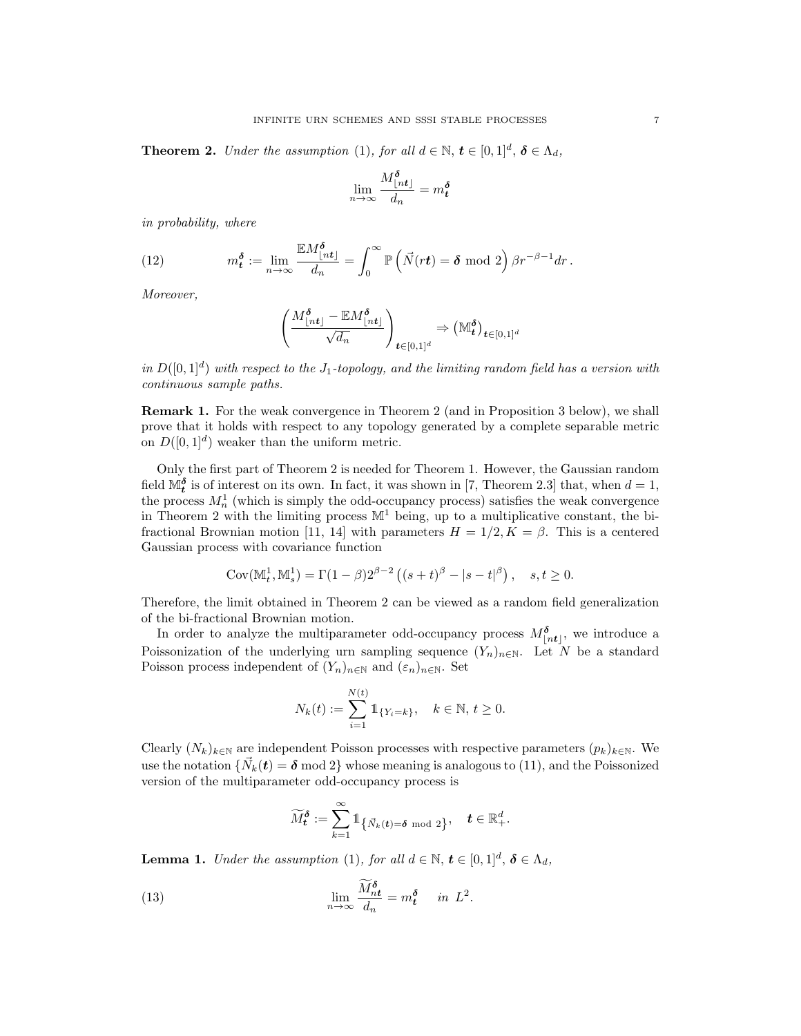**Theorem 2.** *Under the assumption* (1), *for all* $d \in \mathbb{N}$, $\boldsymbol{t} \in [0,1]^d$, $\boldsymbol{\delta} \in \Lambda_d$,

$$\lim_{n\to\infty} \frac{M^{\boldsymbol{\delta}}_{\lfloor n\boldsymbol{t}\rfloor}}{d_n} = m^{\boldsymbol{\delta}}_{\boldsymbol{t}}$$

*in probability, where*

$$m^{\boldsymbol{\delta}}_{\boldsymbol{t}} := \lim_{n\to\infty} \frac{\mathbb{E} M^{\boldsymbol{\delta}}_{\lfloor n\boldsymbol{t}\rfloor}}{d_n} = \int_0^\infty \mathbb{P}\left(\vec{N}(r\boldsymbol{t}) = \boldsymbol{\delta} \bmod 2\right) \beta r^{-\beta-1} dr\,. \tag{12}$$

*Moreover,*

$$\left(\frac{M^{\boldsymbol{\delta}}_{\lfloor n\boldsymbol{t}\rfloor} - \mathbb{E} M^{\boldsymbol{\delta}}_{\lfloor n\boldsymbol{t}\rfloor}}{\sqrt{d_n}}\right)_{\boldsymbol{t}\in[0,1]^d} \Rightarrow \left(\mathbb{M}^{\boldsymbol{\delta}}_{\boldsymbol{t}}\right)_{\boldsymbol{t}\in[0,1]^d}$$

*in* $D([0,1]^d)$ *with respect to the* $J_1$*-topology, and the limiting random field has a version with continuous sample paths.*

**Remark 1.** For the weak convergence in Theorem 2 (and in Proposition 3 below), we shall prove that it holds with respect to any topology generated by a complete separable metric on $D([0,1]^d)$ weaker than the uniform metric.

Only the first part of Theorem 2 is needed for Theorem 1. However, the Gaussian random field $\mathbb{M}^{\boldsymbol{\delta}}_{\boldsymbol{t}}$ is of interest on its own. In fact, it was shown in [7, Theorem 2.3] that, when $d = 1$, the process $M^1_n$ (which is simply the odd-occupancy process) satisfies the weak convergence in Theorem 2 with the limiting process $\mathbb{M}^1$ being, up to a multiplicative constant, the bi-fractional Brownian motion [11, 14] with parameters $H = 1/2, K = \beta$. This is a centered Gaussian process with covariance function

$$\operatorname{Cov}(\mathbb{M}^1_t, \mathbb{M}^1_s) = \Gamma(1-\beta)2^{\beta-2}\left((s+t)^\beta - |s-t|^\beta\right), \quad s,t \geq 0.$$

Therefore, the limit obtained in Theorem 2 can be viewed as a random field generalization of the bi-fractional Brownian motion.

In order to analyze the multiparameter odd-occupancy process $M^{\boldsymbol{\delta}}_{\lfloor n\boldsymbol{t}\rfloor}$, we introduce a Poissonization of the underlying urn sampling sequence $(Y_n)_{n\in\mathbb{N}}$. Let $N$ be a standard Poisson process independent of $(Y_n)_{n\in\mathbb{N}}$ and $(\varepsilon_n)_{n\in\mathbb{N}}$. Set

$$N_k(t) := \sum_{i=1}^{N(t)} \mathbb{1}_{\{Y_i = k\}}, \quad k \in \mathbb{N},\, t \geq 0.$$

Clearly $(N_k)_{k\in\mathbb{N}}$ are independent Poisson processes with respective parameters $(p_k)_{k\in\mathbb{N}}$. We use the notation $\{\vec{N}_k(\boldsymbol{t}) = \boldsymbol{\delta} \bmod 2\}$ whose meaning is analogous to (11), and the Poissonized version of the multiparameter odd-occupancy process is

$$\widetilde{M}^{\boldsymbol{\delta}}_{\boldsymbol{t}} := \sum_{k=1}^\infty \mathbb{1}_{\left\{\vec{N}_k(\boldsymbol{t}) = \boldsymbol{\delta} \bmod 2\right\}}, \quad \boldsymbol{t} \in \mathbb{R}^d_+.$$

**Lemma 1.** *Under the assumption* (1), *for all* $d \in \mathbb{N}$, $\boldsymbol{t} \in [0,1]^d$, $\boldsymbol{\delta} \in \Lambda_d$,

$$\lim_{n\to\infty} \frac{\widetilde{M}^{\boldsymbol{\delta}}_{n\boldsymbol{t}}}{d_n} = m^{\boldsymbol{\delta}}_{\boldsymbol{t}} \quad \text{in } L^2. \tag{13}$$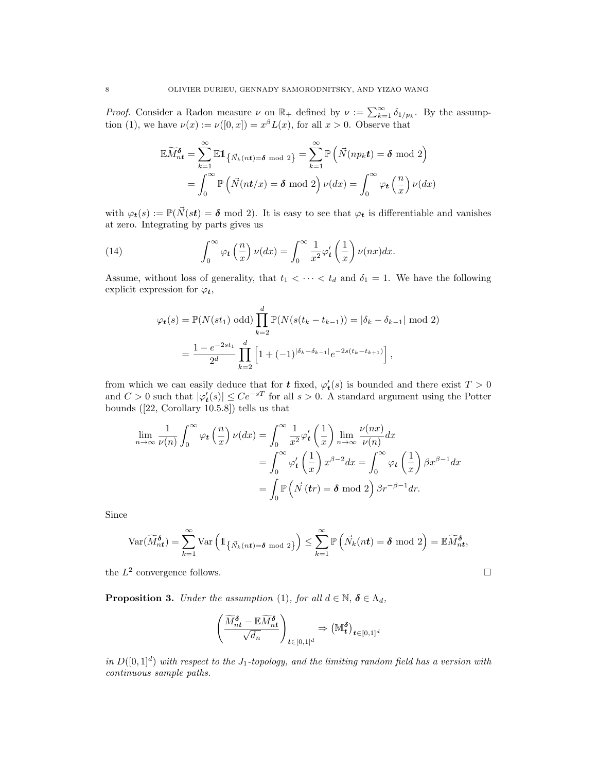*Proof.* Consider a Radon measure $\nu$ on $\mathbb{R}_+$ defined by $\nu := \sum_{k=1}^{\infty} \delta_{1/p_k}$. By the assumption (1), we have $\nu(x) := \nu([0,x]) = x^\beta L(x)$, for all $x > 0$. Observe that

$$
\begin{aligned}
\mathbb{E}\widetilde{M}_{n\boldsymbol{t}}^{\boldsymbol{\delta}} &= \sum_{k=1}^{\infty} \mathbb{E}\mathbb{1}_{\left\{\vec{N}_k(n\boldsymbol{t}) = \boldsymbol{\delta} \bmod 2\right\}} = \sum_{k=1}^{\infty} \mathbb{P}\left(\vec{N}(np_k\boldsymbol{t}) = \boldsymbol{\delta} \bmod 2\right) \\
&= \int_0^\infty \mathbb{P}\left(\vec{N}(n\boldsymbol{t}/x) = \boldsymbol{\delta} \bmod 2\right)\nu(dx) = \int_0^\infty \varphi_{\boldsymbol{t}}\left(\frac{n}{x}\right)\nu(dx)
\end{aligned}
$$

with $\varphi_{\boldsymbol{t}}(s) := \mathbb{P}(\vec{N}(s\boldsymbol{t}) = \boldsymbol{\delta} \bmod 2)$. It is easy to see that $\varphi_{\boldsymbol{t}}$ is differentiable and vanishes at zero. Integrating by parts gives us

$$
\int_0^\infty \varphi_{\boldsymbol{t}}\left(\frac{n}{x}\right)\nu(dx) = \int_0^\infty \frac{1}{x^2}\varphi_{\boldsymbol{t}}'\left(\frac{1}{x}\right)\nu(nx)dx. \tag{14}
$$

Assume, without loss of generality, that $t_1 < \cdots < t_d$ and $\delta_1 = 1$. We have the following explicit expression for $\varphi_{\boldsymbol{t}}$,

$$
\begin{aligned}
\varphi_{\boldsymbol{t}}(s) &= \mathbb{P}(N(st_1) \text{ odd}) \prod_{k=2}^{d} \mathbb{P}(N(s(t_k - t_{k-1})) = |\delta_k - \delta_{k-1}| \bmod 2) \\
&= \frac{1 - e^{-2st_1}}{2^d} \prod_{k=2}^{d} \left[1 + (-1)^{|\delta_k - \delta_{k-1}|} e^{-2s(t_k - t_{k+1})}\right],
\end{aligned}
$$

from which we can easily deduce that for $\boldsymbol{t}$ fixed, $\varphi_{\boldsymbol{t}}'(s)$ is bounded and there exist $T > 0$ and $C > 0$ such that $|\varphi_{\boldsymbol{t}}'(s)| \le Ce^{-sT}$ for all $s > 0$. A standard argument using the Potter bounds ([22, Corollary 10.5.8]) tells us that

$$
\begin{aligned}
\lim_{n\to\infty} \frac{1}{\nu(n)} \int_0^\infty \varphi_{\boldsymbol{t}}\left(\frac{n}{x}\right)\nu(dx) &= \int_0^\infty \frac{1}{x^2}\varphi_{\boldsymbol{t}}'\left(\frac{1}{x}\right) \lim_{n\to\infty} \frac{\nu(nx)}{\nu(n)} dx \\
&= \int_0^\infty \varphi_{\boldsymbol{t}}'\left(\frac{1}{x}\right) x^{\beta-2} dx = \int_0^\infty \varphi_{\boldsymbol{t}}\left(\frac{1}{x}\right) \beta x^{\beta-1} dx \\
&= \int_0 \mathbb{P}\left(\vec{N}(\boldsymbol{t}r) = \boldsymbol{\delta} \bmod 2\right) \beta r^{-\beta-1} dr.
\end{aligned}
$$

Since

$$
\operatorname{Var}(\widetilde{M}_{n\boldsymbol{t}}^{\boldsymbol{\delta}}) = \sum_{k=1}^{\infty} \operatorname{Var}\left(\mathbb{1}_{\left\{\vec{N}_k(n\boldsymbol{t}) = \boldsymbol{\delta} \bmod 2\right\}}\right) \le \sum_{k=1}^{\infty} \mathbb{P}\left(\vec{N}_k(n\boldsymbol{t}) = \boldsymbol{\delta} \bmod 2\right) = \mathbb{E}\widetilde{M}_{n\boldsymbol{t}}^{\boldsymbol{\delta}},
$$

the $L^2$ convergence follows. $\square$

**Proposition 3.** *Under the assumption* (1), *for all $d \in \mathbb{N}$, $\boldsymbol{\delta} \in \Lambda_d$,*

$$
\left(\frac{\widetilde{M}_{n\boldsymbol{t}}^{\boldsymbol{\delta}} - \mathbb{E}\widetilde{M}_{n\boldsymbol{t}}^{\boldsymbol{\delta}}}{\sqrt{d_n}}\right)_{\boldsymbol{t}\in[0,1]^d} \Rightarrow \left(\mathbb{M}_{\boldsymbol{t}}^{\boldsymbol{\delta}}\right)_{\boldsymbol{t}\in[0,1]^d}
$$

*in $D([0,1]^d)$ with respect to the $J_1$-topology, and the limiting random field has a version with continuous sample paths.*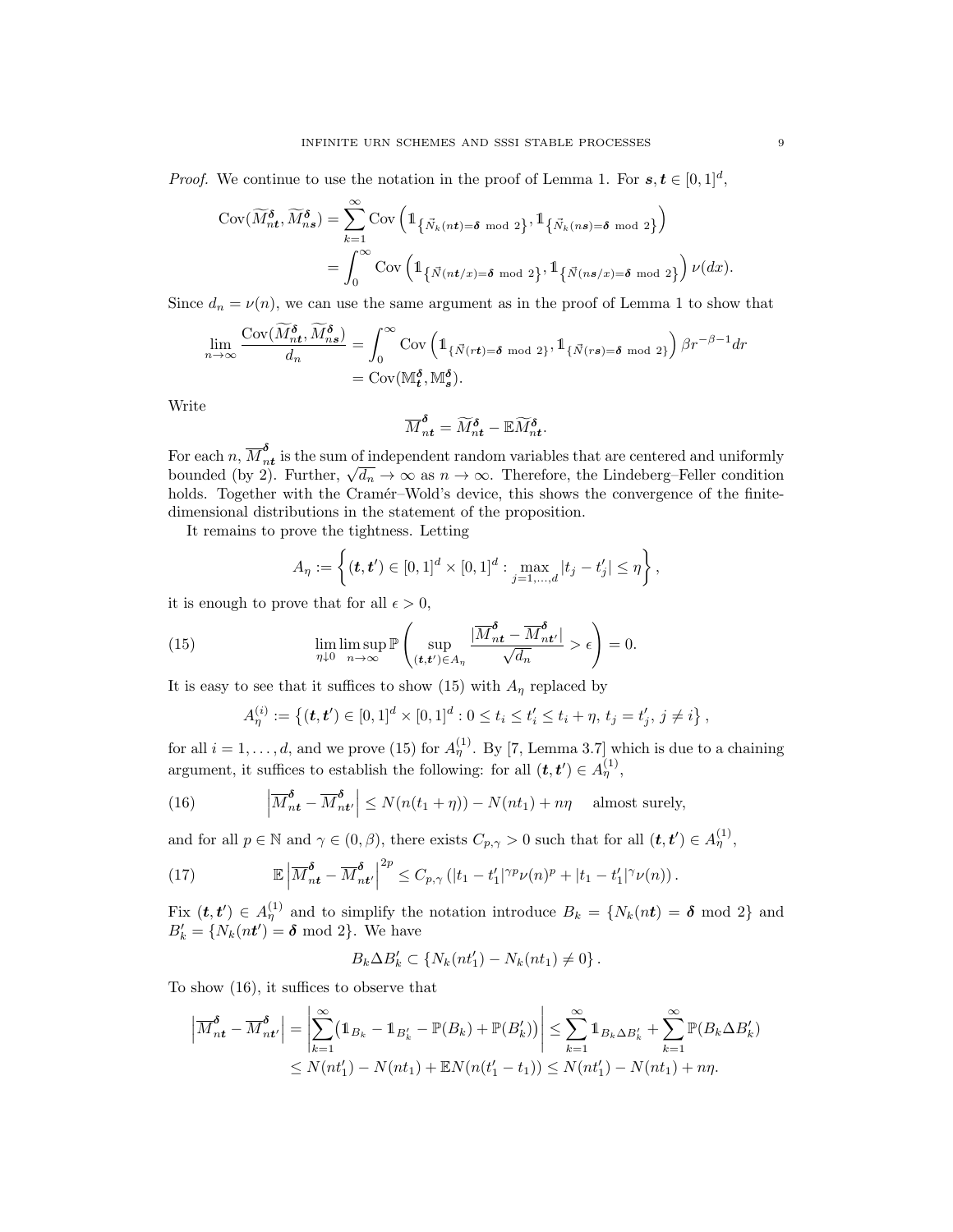*Proof.* We continue to use the notation in the proof of Lemma 1. For $\boldsymbol{s}, \boldsymbol{t} \in [0,1]^d$,

$$\begin{aligned}
\operatorname{Cov}(\widetilde{M}^{\boldsymbol{\delta}}_{n\boldsymbol{t}}, \widetilde{M}^{\boldsymbol{\delta}}_{n\boldsymbol{s}}) &= \sum_{k=1}^{\infty} \operatorname{Cov}\left(\mathbb{1}_{\left\{\vec{N}_k(n\boldsymbol{t}) = \boldsymbol{\delta} \bmod 2\right\}}, \mathbb{1}_{\left\{\vec{N}_k(n\boldsymbol{s}) = \boldsymbol{\delta} \bmod 2\right\}}\right) \\
&= \int_0^{\infty} \operatorname{Cov}\left(\mathbb{1}_{\left\{\vec{N}(n\boldsymbol{t}/x) = \boldsymbol{\delta} \bmod 2\right\}}, \mathbb{1}_{\left\{\vec{N}(n\boldsymbol{s}/x) = \boldsymbol{\delta} \bmod 2\right\}}\right) \nu(dx).
\end{aligned}$$

Since $d_n = \nu(n)$, we can use the same argument as in the proof of Lemma 1 to show that

$$\begin{aligned}
\lim_{n\to\infty} \frac{\operatorname{Cov}(\widetilde{M}^{\boldsymbol{\delta}}_{n\boldsymbol{t}}, \widetilde{M}^{\boldsymbol{\delta}}_{n\boldsymbol{s}})}{d_n} &= \int_0^{\infty} \operatorname{Cov}\left(\mathbb{1}_{\{\vec{N}(r\boldsymbol{t}) = \boldsymbol{\delta} \bmod 2\}}, \mathbb{1}_{\{\vec{N}(r\boldsymbol{s}) = \boldsymbol{\delta} \bmod 2\}}\right) \beta r^{-\beta-1} dr \\
&= \operatorname{Cov}(\mathbb{M}^{\boldsymbol{\delta}}_{\boldsymbol{t}}, \mathbb{M}^{\boldsymbol{\delta}}_{\boldsymbol{s}}).
\end{aligned}$$

Write

$$\overline{M}^{\boldsymbol{\delta}}_{n\boldsymbol{t}} = \widetilde{M}^{\boldsymbol{\delta}}_{n\boldsymbol{t}} - \mathbb{E}\widetilde{M}^{\boldsymbol{\delta}}_{n\boldsymbol{t}}.$$

For each $n$, $\overline{M}^{\boldsymbol{\delta}}_{n\boldsymbol{t}}$ is the sum of independent random variables that are centered and uniformly bounded (by 2). Further, $\sqrt{d_n} \to \infty$ as $n \to \infty$. Therefore, the Lindeberg–Feller condition holds. Together with the Cramér–Wold's device, this shows the convergence of the finite-dimensional distributions in the statement of the proposition.

It remains to prove the tightness. Letting

$$A_\eta := \left\{(\boldsymbol{t}, \boldsymbol{t'}) \in [0,1]^d \times [0,1]^d : \max_{j=1,\dots,d} |t_j - t'_j| \le \eta\right\},$$

it is enough to prove that for all $\epsilon > 0$,

$$\lim_{\eta\downarrow 0} \limsup_{n\to\infty} \mathbb{P}\left(\sup_{(\boldsymbol{t},\boldsymbol{t'})\in A_\eta} \frac{|\overline{M}^{\boldsymbol{\delta}}_{n\boldsymbol{t}} - \overline{M}^{\boldsymbol{\delta}}_{n\boldsymbol{t'}}|}{\sqrt{d_n}} > \epsilon\right) = 0. \tag{15}$$

It is easy to see that it suffices to show (15) with $A_\eta$ replaced by

$$A^{(i)}_\eta := \left\{(\boldsymbol{t}, \boldsymbol{t'}) \in [0,1]^d \times [0,1]^d : 0 \le t_i \le t'_i \le t_i + \eta,\ t_j = t'_j,\ j \ne i\right\},$$

for all $i = 1, \dots, d$, and we prove (15) for $A^{(1)}_\eta$. By [7, Lemma 3.7] which is due to a chaining argument, it suffices to establish the following: for all $(\boldsymbol{t}, \boldsymbol{t'}) \in A^{(1)}_\eta$,

$$\left|\overline{M}^{\boldsymbol{\delta}}_{n\boldsymbol{t}} - \overline{M}^{\boldsymbol{\delta}}_{n\boldsymbol{t'}}\right| \le N(n(t_1 + \eta)) - N(nt_1) + n\eta \quad \text{almost surely,} \tag{16}$$

and for all $p \in \mathbb{N}$ and $\gamma \in (0, \beta)$, there exists $C_{p,\gamma} > 0$ such that for all $(\boldsymbol{t}, \boldsymbol{t'}) \in A^{(1)}_\eta$,

$$\mathbb{E}\left|\overline{M}^{\boldsymbol{\delta}}_{n\boldsymbol{t}} - \overline{M}^{\boldsymbol{\delta}}_{n\boldsymbol{t'}}\right|^{2p} \le C_{p,\gamma}\left(|t_1 - t'_1|^{\gamma p} \nu(n)^p + |t_1 - t'_1|^{\gamma} \nu(n)\right). \tag{17}$$

Fix $(\boldsymbol{t}, \boldsymbol{t'}) \in A^{(1)}_\eta$ and to simplify the notation introduce $B_k = \{N_k(n\boldsymbol{t}) = \boldsymbol{\delta} \bmod 2\}$ and $B'_k = \{N_k(n\boldsymbol{t'}) = \boldsymbol{\delta} \bmod 2\}$. We have

$$B_k \Delta B'_k \subset \{N_k(nt'_1) - N_k(nt_1) \ne 0\}.$$

To show (16), it suffices to observe that

$$\begin{aligned}
\left|\overline{M}^{\boldsymbol{\delta}}_{n\boldsymbol{t}} - \overline{M}^{\boldsymbol{\delta}}_{n\boldsymbol{t'}}\right| &= \left|\sum_{k=1}^{\infty} \left(\mathbb{1}_{B_k} - \mathbb{1}_{B'_k} - \mathbb{P}(B_k) + \mathbb{P}(B'_k)\right)\right| \le \sum_{k=1}^{\infty} \mathbb{1}_{B_k \Delta B'_k} + \sum_{k=1}^{\infty} \mathbb{P}(B_k \Delta B'_k) \\
&\le N(nt'_1) - N(nt_1) + \mathbb{E}N(n(t'_1 - t_1)) \le N(nt'_1) - N(nt_1) + n\eta.
\end{aligned}$$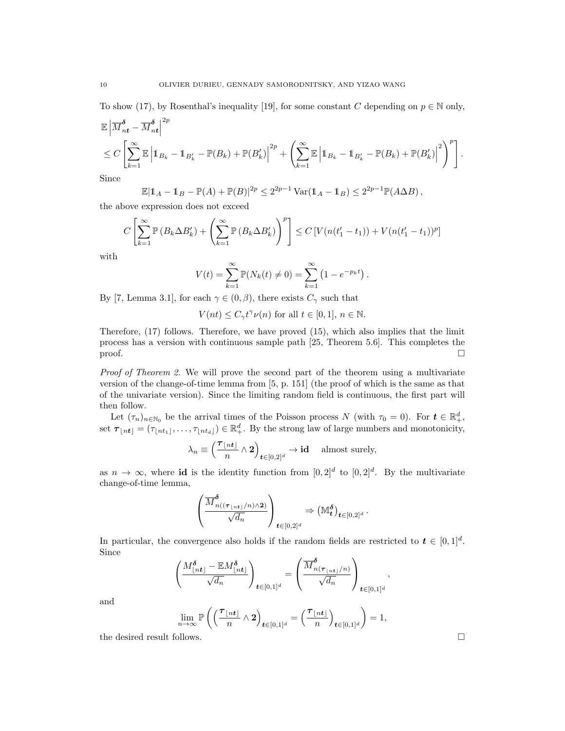To show (17), by Rosenthal's inequality [19], for some constant $C$ depending on $p \in \mathbb{N}$ only,

$$\mathbb{E}\left|\overline{M}^{\boldsymbol{\delta}}_{n\boldsymbol{t}} - \overline{M}^{\boldsymbol{\delta}}_{n\boldsymbol{t}}\right|^{2p}$$

$$\leq C\left[\sum_{k=1}^{\infty}\mathbb{E}\left|\mathbb{1}_{B_k} - \mathbb{1}_{B'_k} - \mathbb{P}(B_k) + \mathbb{P}(B'_k)\right|^{2p} + \left(\sum_{k=1}^{\infty}\mathbb{E}\left|\mathbb{1}_{B_k} - \mathbb{1}_{B'_k} - \mathbb{P}(B_k) + \mathbb{P}(B'_k)\right|^{2}\right)^{p}\right].$$

Since

$$\mathbb{E}|\mathbb{1}_A - \mathbb{1}_B - \mathbb{P}(A) + \mathbb{P}(B)|^{2p} \leq 2^{2p-1}\operatorname{Var}(\mathbb{1}_A - \mathbb{1}_B) \leq 2^{2p-1}\mathbb{P}(A\Delta B),$$

the above expression does not exceed

$$C\left[\sum_{k=1}^{\infty}\mathbb{P}\left(B_k \Delta B'_k\right) + \left(\sum_{k=1}^{\infty}\mathbb{P}\left(B_k \Delta B'_k\right)\right)^{p}\right] \leq C\left[V(n(t'_1 - t_1)) + V(n(t'_1 - t_1))^p\right]$$

with

$$V(t) = \sum_{k=1}^{\infty}\mathbb{P}(N_k(t) \neq 0) = \sum_{k=1}^{\infty}\left(1 - e^{-p_k t}\right).$$

By [7, Lemma 3.1], for each $\gamma \in (0, \beta)$, there exists $C_\gamma$ such that

$$V(nt) \leq C_\gamma t^\gamma \nu(n) \text{ for all } t \in [0,1],\ n \in \mathbb{N}.$$

Therefore, (17) follows. Therefore, we have proved (15), which also implies that the limit process has a version with continuous sample path [25, Theorem 5.6]. This completes the proof. $\square$

*Proof of Theorem 2.* We will prove the second part of the theorem using a multivariate version of the change-of-time lemma from [5, p. 151] (the proof of which is the same as that of the univariate version). Since the limiting random field is continuous, the first part will then follow.

Let $(\tau_n)_{n\in\mathbb{N}_0}$ be the arrival times of the Poisson process $N$ (with $\tau_0 = 0$). For $\boldsymbol{t} \in \mathbb{R}^d_+$, set $\boldsymbol{\tau}_{\lfloor n\boldsymbol{t}\rfloor} = (\tau_{\lfloor nt_1\rfloor}, \ldots, \tau_{\lfloor nt_d\rfloor}) \in \mathbb{R}^d_+$. By the strong law of large numbers and monotonicity,

$$\lambda_n \equiv \left(\frac{\boldsymbol{\tau}_{\lfloor n\boldsymbol{t}\rfloor}}{n} \wedge \mathbf{2}\right)_{\boldsymbol{t}\in[0,2]^d} \to \mathbf{id} \quad \text{almost surely,}$$

as $n \to \infty$, where $\mathbf{id}$ is the identity function from $[0,2]^d$ to $[0,2]^d$. By the multivariate change-of-time lemma,

$$\left(\frac{\overline{M}^{\boldsymbol{\delta}}_{n((\boldsymbol{\tau}_{\lfloor n\boldsymbol{t}\rfloor}/n)\wedge\mathbf{2})}}{\sqrt{d_n}}\right)_{\boldsymbol{t}\in[0,2]^d} \Rightarrow \left(\mathbb{M}^{\boldsymbol{\delta}}_{\boldsymbol{t}}\right)_{\boldsymbol{t}\in[0,2]^d}.$$

In particular, the convergence also holds if the random fields are restricted to $\boldsymbol{t} \in [0,1]^d$. Since

$$\left(\frac{M^{\boldsymbol{\delta}}_{\lfloor n\boldsymbol{t}\rfloor} - \mathbb{E}M^{\boldsymbol{\delta}}_{\lfloor n\boldsymbol{t}\rfloor}}{\sqrt{d_n}}\right)_{\boldsymbol{t}\in[0,1]^d} = \left(\frac{\overline{M}^{\boldsymbol{\delta}}_{n(\boldsymbol{\tau}_{\lfloor n\boldsymbol{t}\rfloor}/n)}}{\sqrt{d_n}}\right)_{\boldsymbol{t}\in[0,1]^d},$$

and

$$\lim_{n\to\infty}\mathbb{P}\left(\left(\frac{\boldsymbol{\tau}_{\lfloor n\boldsymbol{t}\rfloor}}{n} \wedge \mathbf{2}\right)_{\boldsymbol{t}\in[0,1]^d} = \left(\frac{\boldsymbol{\tau}_{\lfloor n\boldsymbol{t}\rfloor}}{n}\right)_{\boldsymbol{t}\in[0,1]^d}\right) = 1,$$

the desired result follows. $\square$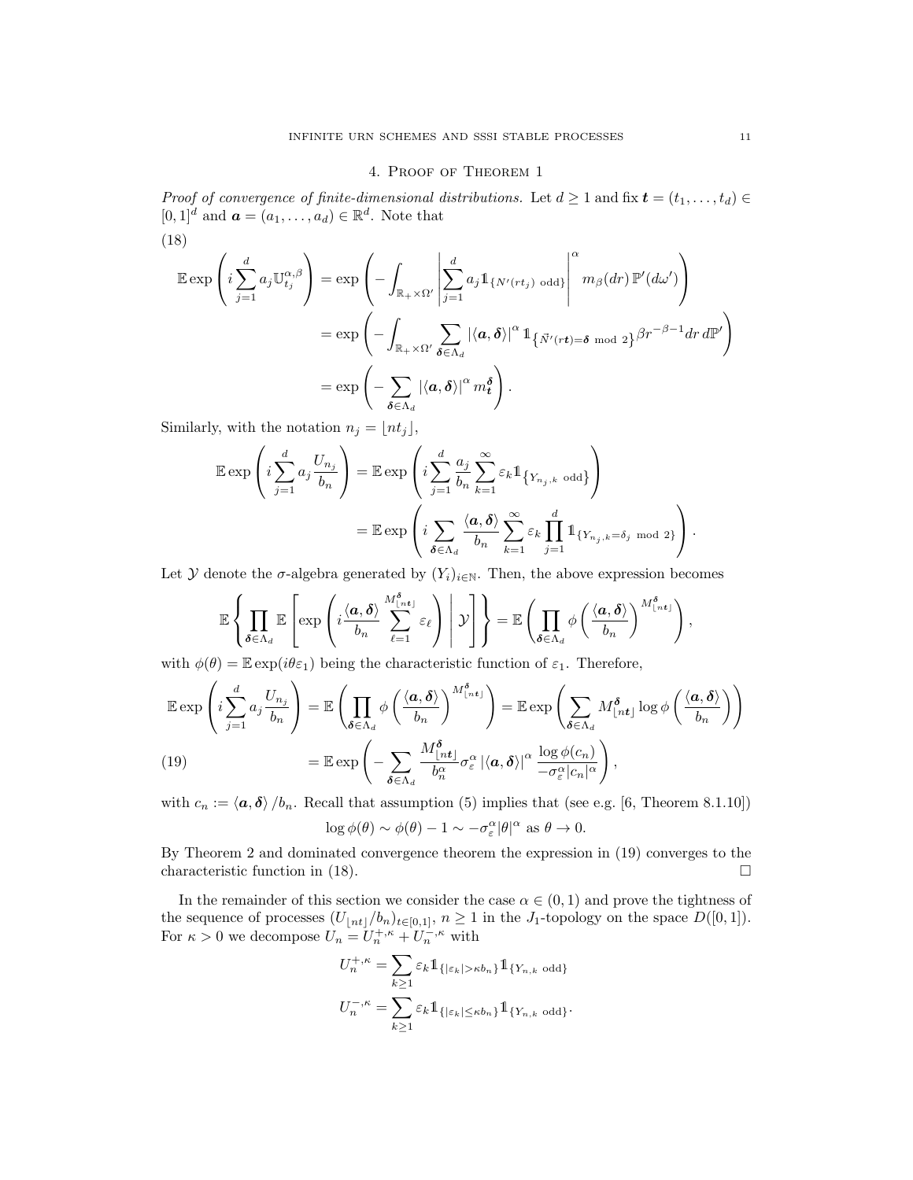## 4. Proof of Theorem 1

*Proof of convergence of finite-dimensional distributions.* Let $d \geq 1$ and fix $\boldsymbol{t} = (t_1, \ldots, t_d) \in [0,1]^d$ and $\boldsymbol{a} = (a_1, \ldots, a_d) \in \mathbb{R}^d$. Note that

$$
\begin{aligned}
\mathbb{E}\exp\left(i\sum_{j=1}^d a_j \mathbb{U}_{t_j}^{\alpha,\beta}\right) &= \exp\left(-\int_{\mathbb{R}_+\times\Omega'}\left|\sum_{j=1}^d a_j \mathbb{1}_{\{N'(rt_j)\text{ odd}\}}\right|^\alpha m_\beta(dr)\,\mathbb{P}'(d\omega')\right) \\
&= \exp\left(-\int_{\mathbb{R}_+\times\Omega'}\sum_{\boldsymbol{\delta}\in\Lambda_d}|\langle\boldsymbol{a},\boldsymbol{\delta}\rangle|^\alpha \mathbb{1}_{\left\{\vec{N}'(r\boldsymbol{t})=\boldsymbol{\delta} \bmod 2\right\}}\beta r^{-\beta-1}dr\,d\mathbb{P}'\right) \\
&= \exp\left(-\sum_{\boldsymbol{\delta}\in\Lambda_d}|\langle\boldsymbol{a},\boldsymbol{\delta}\rangle|^\alpha m_{\boldsymbol{t}}^{\boldsymbol{\delta}}\right).
\end{aligned}
\tag{18}
$$

Similarly, with the notation $n_j = \lfloor nt_j \rfloor$,

$$
\begin{aligned}
\mathbb{E}\exp\left(i\sum_{j=1}^d a_j\frac{U_{n_j}}{b_n}\right) &= \mathbb{E}\exp\left(i\sum_{j=1}^d\frac{a_j}{b_n}\sum_{k=1}^\infty\varepsilon_k\mathbb{1}_{\left\{Y_{n_j,k}\text{ odd}\right\}}\right) \\
&= \mathbb{E}\exp\left(i\sum_{\boldsymbol{\delta}\in\Lambda_d}\frac{\langle\boldsymbol{a},\boldsymbol{\delta}\rangle}{b_n}\sum_{k=1}^\infty\varepsilon_k\prod_{j=1}^d\mathbb{1}_{\{Y_{n_j,k}=\delta_j \bmod 2\}}\right).
\end{aligned}
$$

Let $\mathcal{Y}$ denote the $\sigma$-algebra generated by $(Y_i)_{i\in\mathbb{N}}$. Then, the above expression becomes

$$
\mathbb{E}\left\{\prod_{\boldsymbol{\delta}\in\Lambda_d}\mathbb{E}\left[\exp\left(i\frac{\langle\boldsymbol{a},\boldsymbol{\delta}\rangle}{b_n}\sum_{\ell=1}^{M_{\lfloor n\boldsymbol{t}\rfloor}^{\boldsymbol{\delta}}}\varepsilon_\ell\right)\,\middle|\,\mathcal{Y}\right]\right\} = \mathbb{E}\left(\prod_{\boldsymbol{\delta}\in\Lambda_d}\phi\left(\frac{\langle\boldsymbol{a},\boldsymbol{\delta}\rangle}{b_n}\right)^{M_{\lfloor n\boldsymbol{t}\rfloor}^{\boldsymbol{\delta}}}\right),
$$

with $\phi(\theta) = \mathbb{E}\exp(i\theta\varepsilon_1)$ being the characteristic function of $\varepsilon_1$. Therefore,

$$
\begin{aligned}
\mathbb{E}\exp\left(i\sum_{j=1}^d a_j\frac{U_{n_j}}{b_n}\right) &= \mathbb{E}\left(\prod_{\boldsymbol{\delta}\in\Lambda_d}\phi\left(\frac{\langle\boldsymbol{a},\boldsymbol{\delta}\rangle}{b_n}\right)^{M_{\lfloor n\boldsymbol{t}\rfloor}^{\boldsymbol{\delta}}}\right) = \mathbb{E}\exp\left(\sum_{\boldsymbol{\delta}\in\Lambda_d}M_{\lfloor n\boldsymbol{t}\rfloor}^{\boldsymbol{\delta}}\log\phi\left(\frac{\langle\boldsymbol{a},\boldsymbol{\delta}\rangle}{b_n}\right)\right) \\
&= \mathbb{E}\exp\left(-\sum_{\boldsymbol{\delta}\in\Lambda_d}\frac{M_{\lfloor n\boldsymbol{t}\rfloor}^{\boldsymbol{\delta}}}{b_n^\alpha}\sigma_\varepsilon^\alpha|\langle\boldsymbol{a},\boldsymbol{\delta}\rangle|^\alpha\frac{\log\phi(c_n)}{-\sigma_\varepsilon^\alpha|c_n|^\alpha}\right),
\end{aligned}
\tag{19}
$$

with $c_n := \langle\boldsymbol{a},\boldsymbol{\delta}\rangle/b_n$. Recall that assumption (5) implies that (see e.g. [6, Theorem 8.1.10])

$$
\log\phi(\theta) \sim \phi(\theta) - 1 \sim -\sigma_\varepsilon^\alpha|\theta|^\alpha \text{ as } \theta \to 0.
$$

By Theorem 2 and dominated convergence theorem the expression in (19) converges to the characteristic function in (18). $\square$

In the remainder of this section we consider the case $\alpha \in (0,1)$ and prove the tightness of the sequence of processes $(U_{\lfloor nt\rfloor}/b_n)_{t\in[0,1]}$, $n \geq 1$ in the $J_1$-topology on the space $D([0,1])$. For $\kappa > 0$ we decompose $U_n = U_n^{+,\kappa} + U_n^{-,\kappa}$ with

$$
\begin{aligned}
U_n^{+,\kappa} &= \sum_{k\geq 1}\varepsilon_k\mathbb{1}_{\{|\varepsilon_k|>\kappa b_n\}}\mathbb{1}_{\{Y_{n,k}\text{ odd}\}} \\
U_n^{-,\kappa} &= \sum_{k\geq 1}\varepsilon_k\mathbb{1}_{\{|\varepsilon_k|\leq\kappa b_n\}}\mathbb{1}_{\{Y_{n,k}\text{ odd}\}}.
\end{aligned}
$$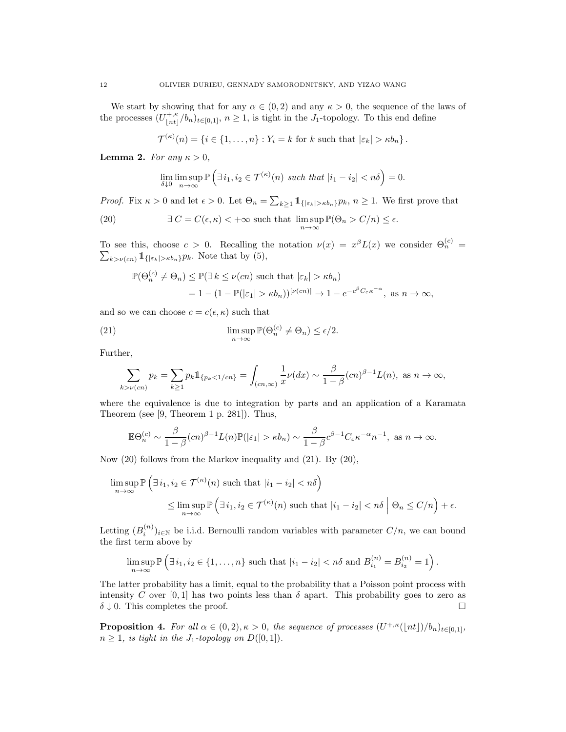We start by showing that for any $\alpha \in (0,2)$ and any $\kappa > 0$, the sequence of the laws of the processes $(U^{+,\kappa}_{\lfloor nt \rfloor}/b_n)_{t\in[0,1]}$, $n \geq 1$, is tight in the $J_1$-topology. To this end define

$$\mathcal{T}^{(\kappa)}(n) = \{i \in \{1,\ldots,n\} : Y_i = k \text{ for } k \text{ such that } |\varepsilon_k| > \kappa b_n\}.$$

**Lemma 2.** *For any $\kappa > 0$,*

$$\lim_{\delta\downarrow 0}\limsup_{n\to\infty} \mathbb{P}\left(\exists\, i_1, i_2 \in \mathcal{T}^{(\kappa)}(n) \text{ such that } |i_1 - i_2| < n\delta\right) = 0.$$

*Proof.* Fix $\kappa > 0$ and let $\epsilon > 0$. Let $\Theta_n = \sum_{k\geq 1} \mathbb{1}_{\{|\varepsilon_k| > \kappa b_n\}} p_k$, $n \geq 1$. We first prove that

$$\exists\, C = C(\epsilon,\kappa) < +\infty \text{ such that } \limsup_{n\to\infty} \mathbb{P}(\Theta_n > C/n) \leq \epsilon. \tag{20}$$

To see this, choose $c > 0$. Recalling the notation $\nu(x) = x^\beta L(x)$ we consider $\Theta_n^{(c)} = \sum_{k>\nu(cn)} \mathbb{1}_{\{|\varepsilon_k|>\kappa b_n\}} p_k$. Note that by (5),

$$\begin{aligned}
\mathbb{P}(\Theta_n^{(c)} \neq \Theta_n) &\leq \mathbb{P}(\exists\, k \leq \nu(cn) \text{ such that } |\varepsilon_k| > \kappa b_n) \\
&= 1 - (1 - \mathbb{P}(|\varepsilon_1| > \kappa b_n))^{[\nu(cn)]} \to 1 - e^{-c^\beta C_\varepsilon \kappa^{-\alpha}}, \text{ as } n \to \infty,
\end{aligned}$$

and so we can choose $c = c(\epsilon,\kappa)$ such that

$$\limsup_{n\to\infty} \mathbb{P}(\Theta_n^{(c)} \neq \Theta_n) \leq \epsilon/2. \tag{21}$$

Further,

$$\sum_{k>\nu(cn)} p_k = \sum_{k\geq 1} p_k \mathbb{1}_{\{p_k < 1/cn\}} = \int_{(cn,\infty)} \frac{1}{x}\nu(dx) \sim \frac{\beta}{1-\beta}(cn)^{\beta-1}L(n), \text{ as } n\to\infty,$$

where the equivalence is due to integration by parts and an application of a Karamata Theorem (see [9, Theorem 1 p. 281]). Thus,

$$\mathbb{E}\Theta_n^{(c)} \sim \frac{\beta}{1-\beta}(cn)^{\beta-1}L(n)\mathbb{P}(|\varepsilon_1| > \kappa b_n) \sim \frac{\beta}{1-\beta}c^{\beta-1}C_\varepsilon \kappa^{-\alpha} n^{-1}, \text{ as } n \to \infty.$$

Now (20) follows from the Markov inequality and (21). By (20),

$$\begin{aligned}
&\limsup_{n\to\infty} \mathbb{P}\left(\exists\, i_1, i_2 \in \mathcal{T}^{(\kappa)}(n) \text{ such that } |i_1 - i_2| < n\delta\right) \\
&\qquad \leq \limsup_{n\to\infty} \mathbb{P}\left(\exists\, i_1, i_2 \in \mathcal{T}^{(\kappa)}(n) \text{ such that } |i_1 - i_2| < n\delta \;\middle|\; \Theta_n \leq C/n\right) + \epsilon.
\end{aligned}$$

Letting $(B_i^{(n)})_{i\in\mathbb{N}}$ be i.i.d. Bernoulli random variables with parameter $C/n$, we can bound the first term above by

$$\limsup_{n\to\infty} \mathbb{P}\left(\exists\, i_1, i_2 \in \{1,\ldots,n\} \text{ such that } |i_1 - i_2| < n\delta \text{ and } B_{i_1}^{(n)} = B_{i_2}^{(n)} = 1\right).$$

The latter probability has a limit, equal to the probability that a Poisson point process with intensity $C$ over $[0,1]$ has two points less than $\delta$ apart. This probability goes to zero as $\delta \downarrow 0$. This completes the proof. $\square$

**Proposition 4.** *For all $\alpha \in (0,2), \kappa > 0$, the sequence of processes $(U^{+,\kappa}(\lfloor nt \rfloor)/b_n)_{t\in[0,1]}$, $n \geq 1$, is tight in the $J_1$-topology on $D([0,1])$.*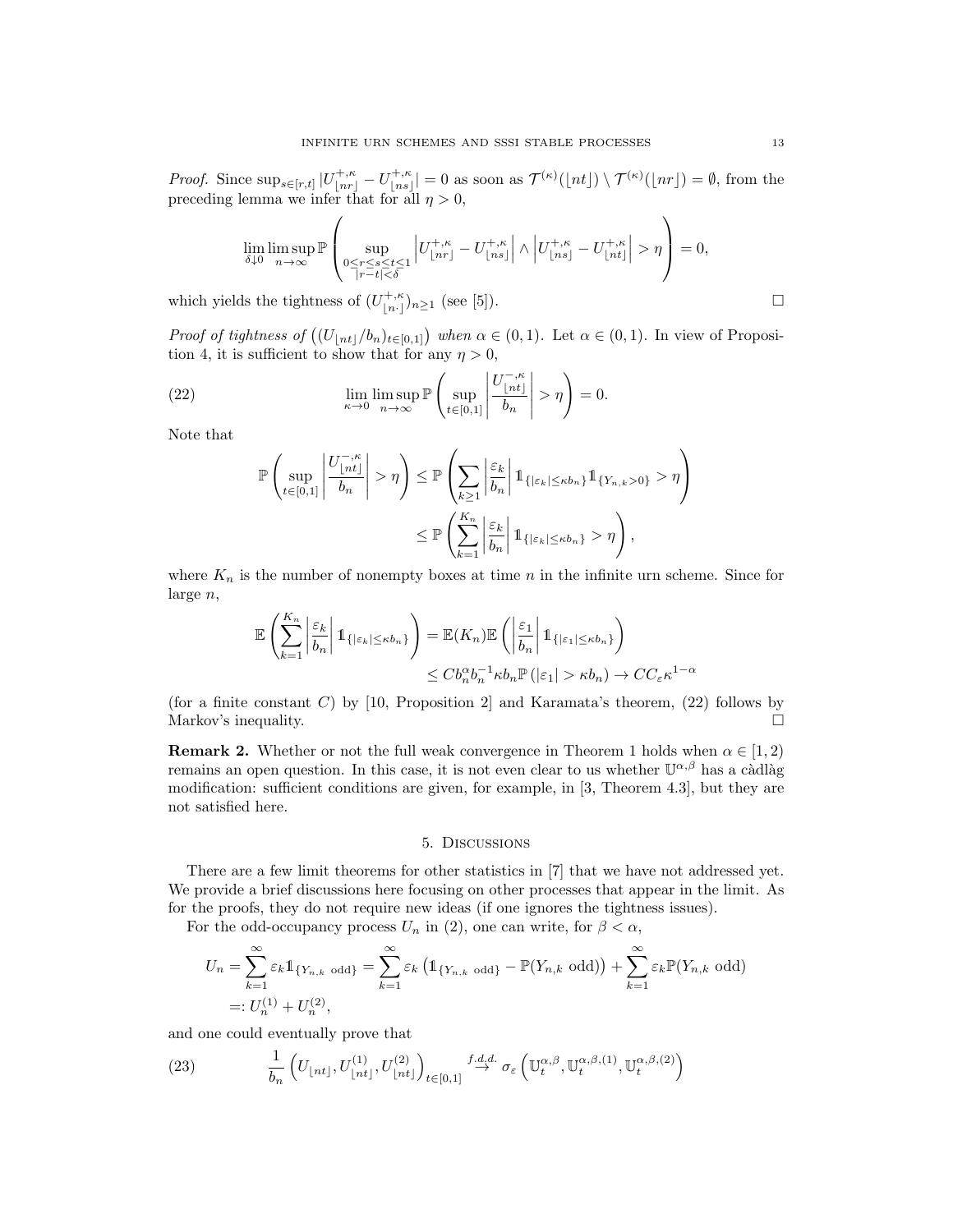*Proof.* Since $\sup_{s\in[r,t]} |U^{+,\kappa}_{\lfloor nr\rfloor} - U^{+,\kappa}_{\lfloor ns\rfloor}| = 0$ as soon as $\mathcal{T}^{(\kappa)}(\lfloor nt\rfloor) \setminus \mathcal{T}^{(\kappa)}(\lfloor nr\rfloor) = \emptyset$, from the preceding lemma we infer that for all $\eta > 0$,

$$\lim_{\delta\downarrow 0}\limsup_{n\to\infty} \mathbb{P}\left( \sup_{\substack{0\le r\le s\le t\le 1\\ |r-t|<\delta}} \left| U^{+,\kappa}_{\lfloor nr\rfloor} - U^{+,\kappa}_{\lfloor ns\rfloor}\right| \wedge \left| U^{+,\kappa}_{\lfloor ns\rfloor} - U^{+,\kappa}_{\lfloor nt\rfloor}\right| > \eta \right) = 0,$$

which yields the tightness of $(U^{+,\kappa}_{\lfloor n\cdot\rfloor})_{n\ge 1}$ (see [5]). $\square$

*Proof of tightness of* $\left((U_{\lfloor nt\rfloor}/b_n)_{t\in[0,1]}\right)$ *when* $\alpha \in (0,1)$. Let $\alpha\in(0,1)$. In view of Proposition 4, it is sufficient to show that for any $\eta > 0$,

$$\lim_{\kappa\to 0}\limsup_{n\to\infty} \mathbb{P}\left( \sup_{t\in[0,1]} \left| \frac{U^{-,\kappa}_{\lfloor nt\rfloor}}{b_n}\right| > \eta\right) = 0. \tag{22}$$

Note that

$$\mathbb{P}\left( \sup_{t\in[0,1]} \left| \frac{U^{-,\kappa}_{\lfloor nt\rfloor}}{b_n}\right| > \eta\right) \le \mathbb{P}\left( \sum_{k\ge 1} \left|\frac{\varepsilon_k}{b_n}\right| \mathbb{1}_{\{|\varepsilon_k| \le \kappa b_n\}} \mathbb{1}_{\{Y_{n,k}>0\}} > \eta\right)$$
$$\le \mathbb{P}\left( \sum_{k=1}^{K_n} \left|\frac{\varepsilon_k}{b_n}\right| \mathbb{1}_{\{|\varepsilon_k| \le \kappa b_n\}} > \eta\right),$$

where $K_n$ is the number of nonempty boxes at time $n$ in the infinite urn scheme. Since for large $n$,

$$\mathbb{E}\left( \sum_{k=1}^{K_n} \left|\frac{\varepsilon_k}{b_n}\right| \mathbb{1}_{\{|\varepsilon_k| \le \kappa b_n\}}\right) = \mathbb{E}(K_n)\mathbb{E}\left( \left|\frac{\varepsilon_1}{b_n}\right| \mathbb{1}_{\{|\varepsilon_1| \le \kappa b_n\}}\right)$$
$$\le C b_n^\alpha b_n^{-1} \kappa b_n \mathbb{P}\left(|\varepsilon_1| > \kappa b_n\right) \to C C_\varepsilon \kappa^{1-\alpha}$$

(for a finite constant $C$) by [10, Proposition 2] and Karamata's theorem, (22) follows by Markov's inequality. $\square$

**Remark 2.** Whether or not the full weak convergence in Theorem 1 holds when $\alpha\in[1,2)$ remains an open question. In this case, it is not even clear to us whether $\mathbb{U}^{\alpha,\beta}$ has a càdlàg modification: sufficient conditions are given, for example, in [3, Theorem 4.3], but they are not satisfied here.

## 5. Discussions

There are a few limit theorems for other statistics in [7] that we have not addressed yet. We provide a brief discussions here focusing on other processes that appear in the limit. As for the proofs, they do not require new ideas (if one ignores the tightness issues).

For the odd-occupancy process $U_n$ in (2), one can write, for $\beta < \alpha$,

$$U_n = \sum_{k=1}^\infty \varepsilon_k \mathbb{1}_{\{Y_{n,k}\ \text{odd}\}} = \sum_{k=1}^\infty \varepsilon_k \left(\mathbb{1}_{\{Y_{n,k}\ \text{odd}\}} - \mathbb{P}(Y_{n,k}\ \text{odd})\right) + \sum_{k=1}^\infty \varepsilon_k \mathbb{P}(Y_{n,k}\ \text{odd})$$
$$=: U_n^{(1)} + U_n^{(2)},$$

and one could eventually prove that

$$\frac{1}{b_n}\left(U_{\lfloor nt\rfloor}, U^{(1)}_{\lfloor nt\rfloor}, U^{(2)}_{\lfloor nt\rfloor}\right)_{t\in[0,1]} \stackrel{f.d.d.}{\to} \sigma_\varepsilon\left(\mathbb{U}^{\alpha,\beta}_t, \mathbb{U}^{\alpha,\beta,(1)}_t, \mathbb{U}^{\alpha,\beta,(2)}_t\right) \tag{23}$$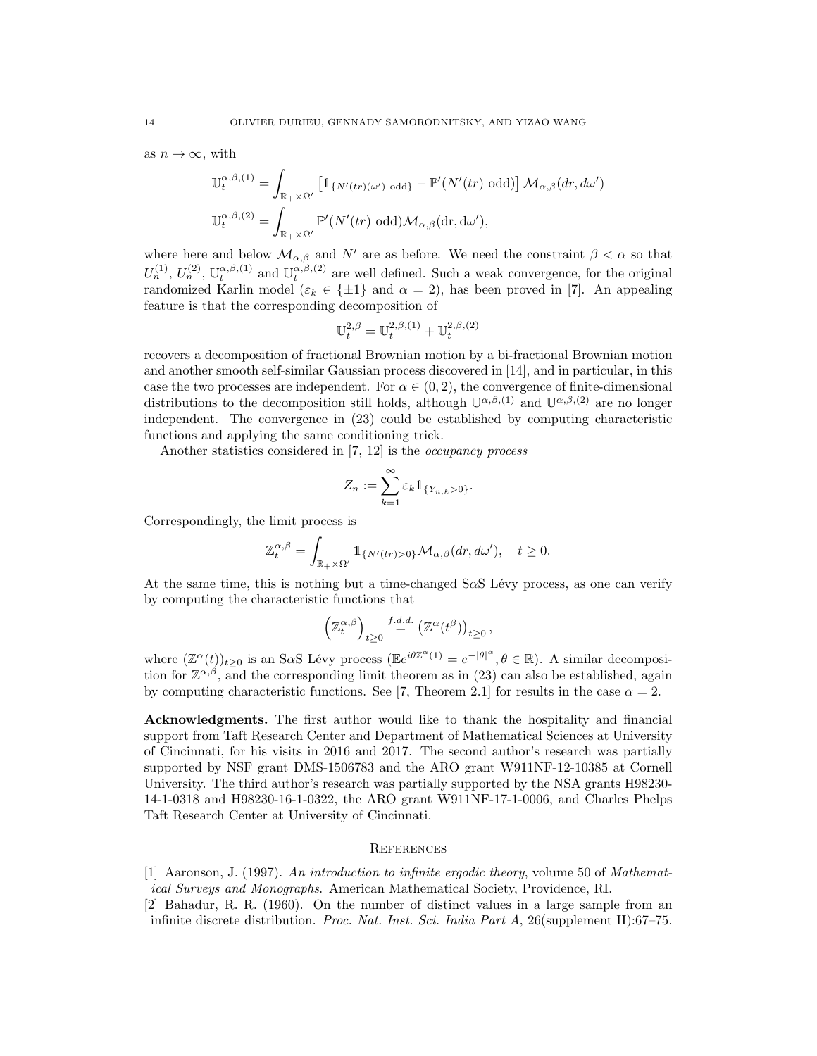as $n \to \infty$, with

$$\mathbb{U}_t^{\alpha,\beta,(1)} = \int_{\mathbb{R}_+ \times \Omega'} \left[ \mathbb{1}_{\{N'(tr)(\omega') \text{ odd}\}} - \mathbb{P}'(N'(tr) \text{ odd}) \right] \mathcal{M}_{\alpha,\beta}(dr, d\omega')$$

$$\mathbb{U}_t^{\alpha,\beta,(2)} = \int_{\mathbb{R}_+ \times \Omega'} \mathbb{P}'(N'(tr) \text{ odd}) \mathcal{M}_{\alpha,\beta}(\mathrm{d}r, \mathrm{d}\omega'),$$

where here and below $\mathcal{M}_{\alpha,\beta}$ and $N'$ are as before. We need the constraint $\beta < \alpha$ so that $U_n^{(1)}$, $U_n^{(2)}$, $\mathbb{U}_t^{\alpha,\beta,(1)}$ and $\mathbb{U}_t^{\alpha,\beta,(2)}$ are well defined. Such a weak convergence, for the original randomized Karlin model ($\varepsilon_k \in \{\pm 1\}$ and $\alpha = 2$), has been proved in [7]. An appealing feature is that the corresponding decomposition of

$$\mathbb{U}_t^{2,\beta} = \mathbb{U}_t^{2,\beta,(1)} + \mathbb{U}_t^{2,\beta,(2)}$$

recovers a decomposition of fractional Brownian motion by a bi-fractional Brownian motion and another smooth self-similar Gaussian process discovered in [14], and in particular, in this case the two processes are independent. For $\alpha \in (0, 2)$, the convergence of finite-dimensional distributions to the decomposition still holds, although $\mathbb{U}^{\alpha,\beta,(1)}$ and $\mathbb{U}^{\alpha,\beta,(2)}$ are no longer independent. The convergence in (23) could be established by computing characteristic functions and applying the same conditioning trick.

Another statistics considered in [7, 12] is the *occupancy process*

$$Z_n := \sum_{k=1}^{\infty} \varepsilon_k \mathbb{1}_{\{Y_{n,k} > 0\}}.$$

Correspondingly, the limit process is

$$\mathbb{Z}_t^{\alpha,\beta} = \int_{\mathbb{R}_+ \times \Omega'} \mathbb{1}_{\{N'(tr) > 0\}} \mathcal{M}_{\alpha,\beta}(dr, d\omega'), \quad t \geq 0.$$

At the same time, this is nothing but a time-changed S$\alpha$S Lévy process, as one can verify by computing the characteristic functions that

$$\left( \mathbb{Z}_t^{\alpha,\beta} \right)_{t \geq 0} \stackrel{f.d.d.}{=} \left( \mathbb{Z}^{\alpha}(t^{\beta}) \right)_{t \geq 0},$$

where $(\mathbb{Z}^{\alpha}(t))_{t \geq 0}$ is an S$\alpha$S Lévy process ($\mathbb{E} e^{i\theta \mathbb{Z}^{\alpha}(1)} = e^{-|\theta|^{\alpha}}, \theta \in \mathbb{R}$). A similar decomposition for $\mathbb{Z}^{\alpha,\beta}$, and the corresponding limit theorem as in (23) can also be established, again by computing characteristic functions. See [7, Theorem 2.1] for results in the case $\alpha = 2$.

**Acknowledgments.** The first author would like to thank the hospitality and financial support from Taft Research Center and Department of Mathematical Sciences at University of Cincinnati, for his visits in 2016 and 2017. The second author's research was partially supported by NSF grant DMS-1506783 and the ARO grant W911NF-12-10385 at Cornell University. The third author's research was partially supported by the NSA grants H98230-14-1-0318 and H98230-16-1-0322, the ARO grant W911NF-17-1-0006, and Charles Phelps Taft Research Center at University of Cincinnati.

## References

[1] Aaronson, J. (1997). *An introduction to infinite ergodic theory*, volume 50 of *Mathematical Surveys and Monographs*. American Mathematical Society, Providence, RI.

[2] Bahadur, R. R. (1960). On the number of distinct values in a large sample from an infinite discrete distribution. *Proc. Nat. Inst. Sci. India Part A*, 26(supplement II):67–75.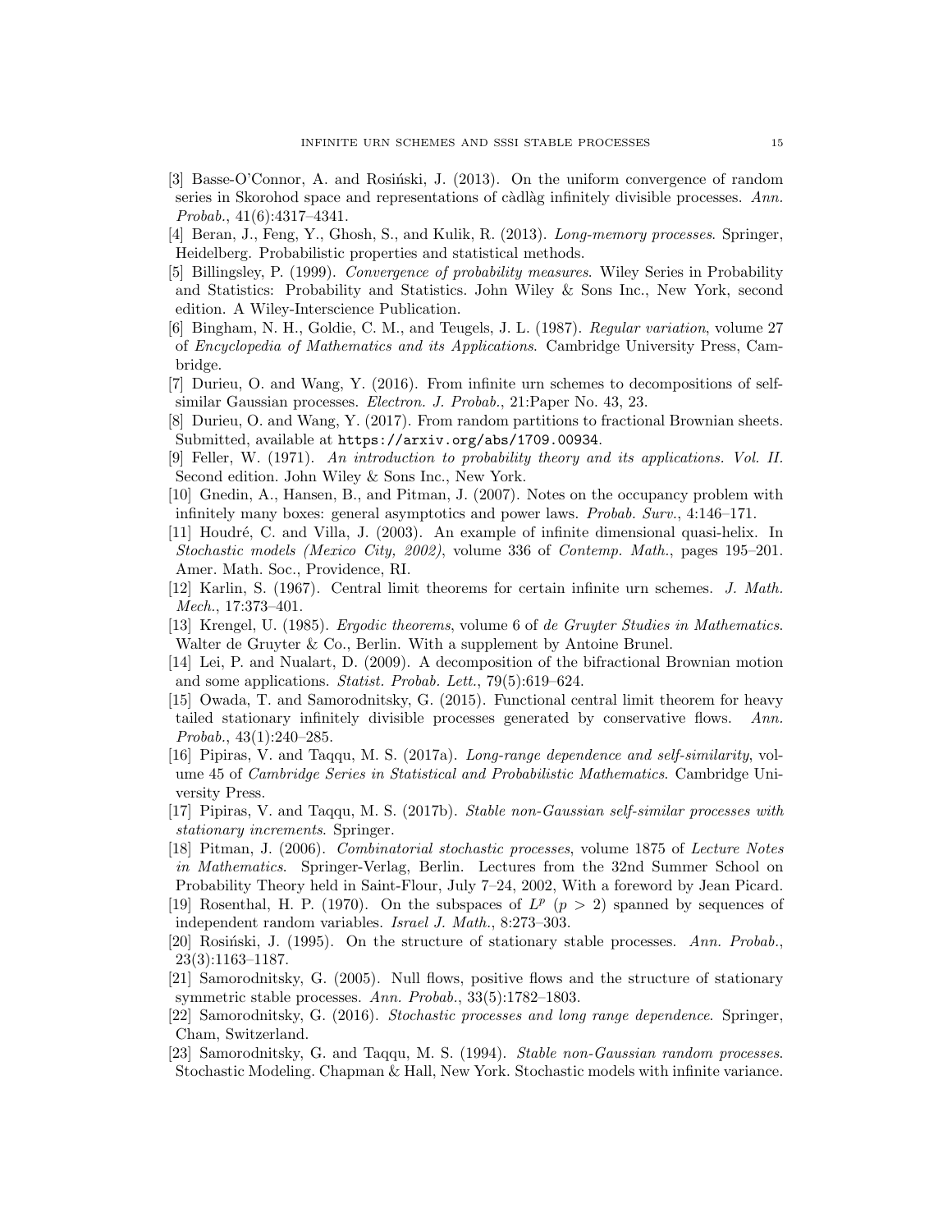[3] Basse-O'Connor, A. and Rosiński, J. (2013). On the uniform convergence of random series in Skorohod space and representations of càdlàg infinitely divisible processes. *Ann. Probab.*, 41(6):4317–4341.

[4] Beran, J., Feng, Y., Ghosh, S., and Kulik, R. (2013). *Long-memory processes*. Springer, Heidelberg. Probabilistic properties and statistical methods.

[5] Billingsley, P. (1999). *Convergence of probability measures*. Wiley Series in Probability and Statistics: Probability and Statistics. John Wiley & Sons Inc., New York, second edition. A Wiley-Interscience Publication.

[6] Bingham, N. H., Goldie, C. M., and Teugels, J. L. (1987). *Regular variation*, volume 27 of *Encyclopedia of Mathematics and its Applications*. Cambridge University Press, Cambridge.

[7] Durieu, O. and Wang, Y. (2016). From infinite urn schemes to decompositions of self-similar Gaussian processes. *Electron. J. Probab.*, 21:Paper No. 43, 23.

[8] Durieu, O. and Wang, Y. (2017). From random partitions to fractional Brownian sheets. Submitted, available at `https://arxiv.org/abs/1709.00934`.

[9] Feller, W. (1971). *An introduction to probability theory and its applications. Vol. II.* Second edition. John Wiley & Sons Inc., New York.

[10] Gnedin, A., Hansen, B., and Pitman, J. (2007). Notes on the occupancy problem with infinitely many boxes: general asymptotics and power laws. *Probab. Surv.*, 4:146–171.

[11] Houdré, C. and Villa, J. (2003). An example of infinite dimensional quasi-helix. In *Stochastic models (Mexico City, 2002)*, volume 336 of *Contemp. Math.*, pages 195–201. Amer. Math. Soc., Providence, RI.

[12] Karlin, S. (1967). Central limit theorems for certain infinite urn schemes. *J. Math. Mech.*, 17:373–401.

[13] Krengel, U. (1985). *Ergodic theorems*, volume 6 of *de Gruyter Studies in Mathematics*. Walter de Gruyter & Co., Berlin. With a supplement by Antoine Brunel.

[14] Lei, P. and Nualart, D. (2009). A decomposition of the bifractional Brownian motion and some applications. *Statist. Probab. Lett.*, 79(5):619–624.

[15] Owada, T. and Samorodnitsky, G. (2015). Functional central limit theorem for heavy tailed stationary infinitely divisible processes generated by conservative flows. *Ann. Probab.*, 43(1):240–285.

[16] Pipiras, V. and Taqqu, M. S. (2017a). *Long-range dependence and self-similarity*, volume 45 of *Cambridge Series in Statistical and Probabilistic Mathematics*. Cambridge University Press.

[17] Pipiras, V. and Taqqu, M. S. (2017b). *Stable non-Gaussian self-similar processes with stationary increments*. Springer.

[18] Pitman, J. (2006). *Combinatorial stochastic processes*, volume 1875 of *Lecture Notes in Mathematics*. Springer-Verlag, Berlin. Lectures from the 32nd Summer School on Probability Theory held in Saint-Flour, July 7–24, 2002, With a foreword by Jean Picard.

[19] Rosenthal, H. P. (1970). On the subspaces of $L^p$ ($p > 2$) spanned by sequences of independent random variables. *Israel J. Math.*, 8:273–303.

[20] Rosiński, J. (1995). On the structure of stationary stable processes. *Ann. Probab.*, 23(3):1163–1187.

[21] Samorodnitsky, G. (2005). Null flows, positive flows and the structure of stationary symmetric stable processes. *Ann. Probab.*, 33(5):1782–1803.

[22] Samorodnitsky, G. (2016). *Stochastic processes and long range dependence*. Springer, Cham, Switzerland.

[23] Samorodnitsky, G. and Taqqu, M. S. (1994). *Stable non-Gaussian random processes*. Stochastic Modeling. Chapman & Hall, New York. Stochastic models with infinite variance.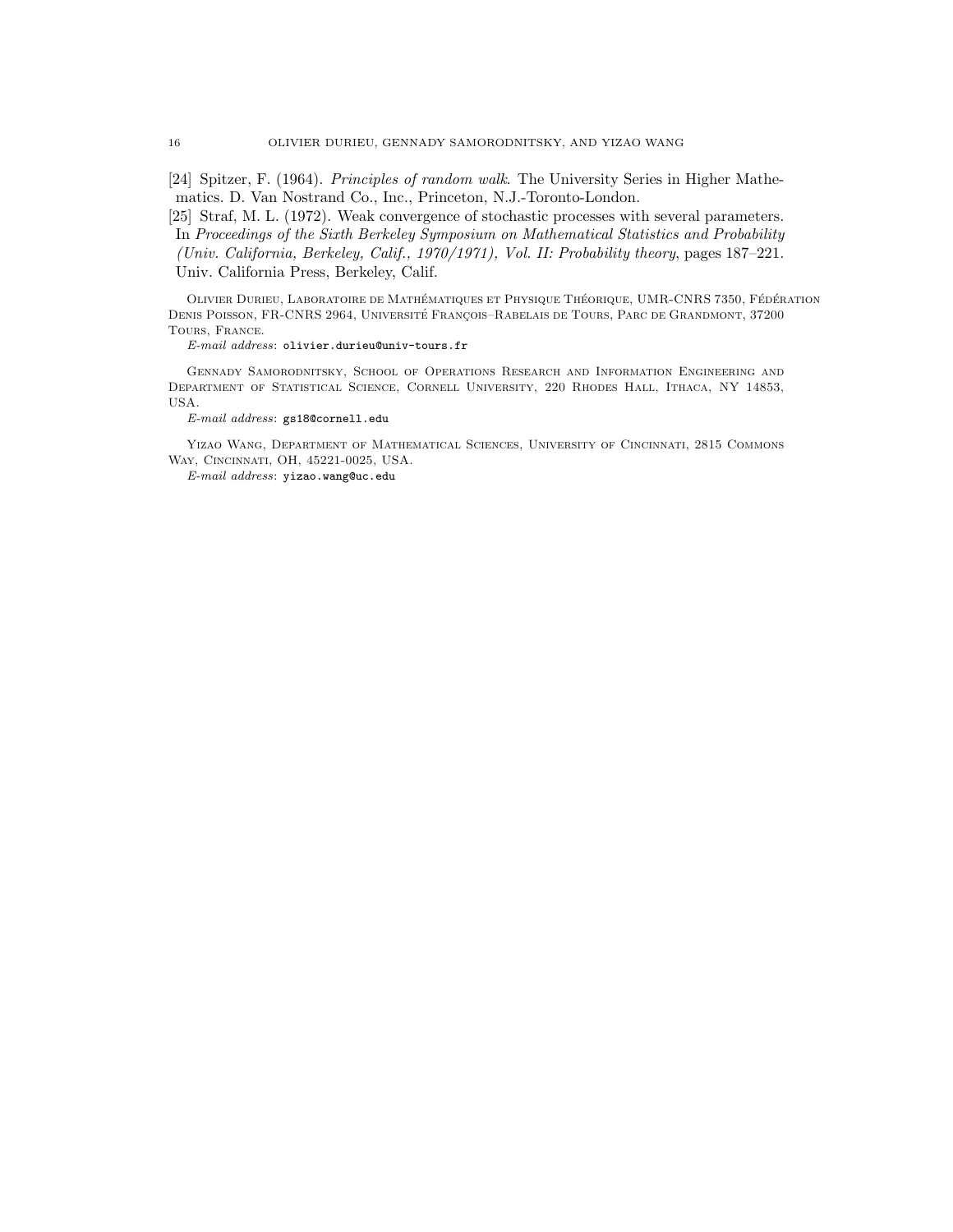[24] Spitzer, F. (1964). *Principles of random walk*. The University Series in Higher Mathematics. D. Van Nostrand Co., Inc., Princeton, N.J.-Toronto-London.

[25] Straf, M. L. (1972). Weak convergence of stochastic processes with several parameters. In *Proceedings of the Sixth Berkeley Symposium on Mathematical Statistics and Probability (Univ. California, Berkeley, Calif., 1970/1971), Vol. II: Probability theory*, pages 187–221. Univ. California Press, Berkeley, Calif.

Olivier Durieu, Laboratoire de Mathématiques et Physique Théorique, UMR-CNRS 7350, Fédération Denis Poisson, FR-CNRS 2964, Université François–Rabelais de Tours, Parc de Grandmont, 37200 Tours, France.

*E-mail address*: `olivier.durieu@univ-tours.fr`

Gennady Samorodnitsky, School of Operations Research and Information Engineering and Department of Statistical Science, Cornell University, 220 Rhodes Hall, Ithaca, NY 14853, USA.

*E-mail address*: `gs18@cornell.edu`

Yizao Wang, Department of Mathematical Sciences, University of Cincinnati, 2815 Commons Way, Cincinnati, OH, 45221-0025, USA.

*E-mail address*: `yizao.wang@uc.edu`